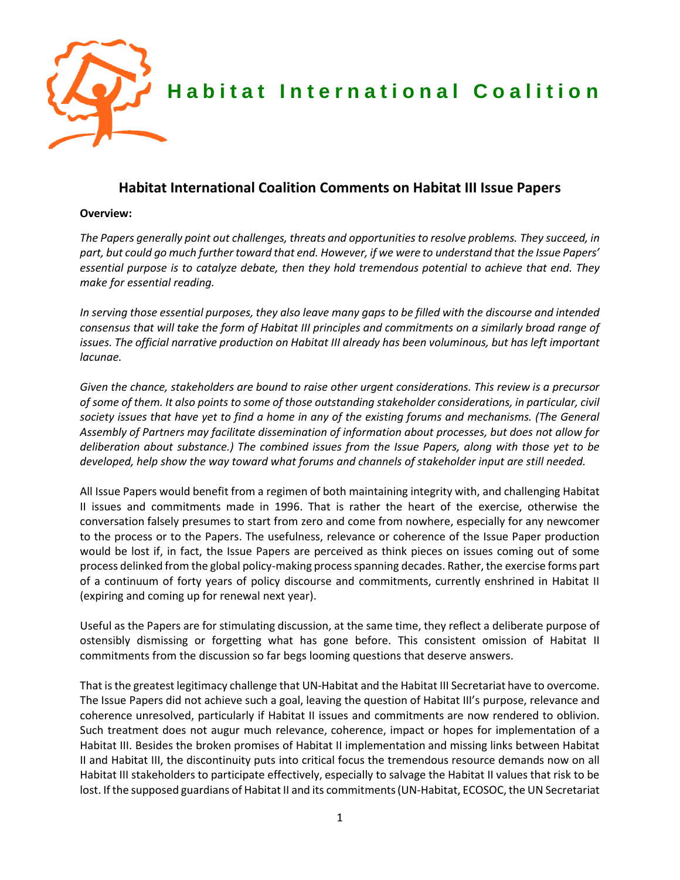Habitat International Coalition

# Habitat International Coalition Comments on Habitat III Issue Papers

**Overview:**

*The Papers generally point out challenges, threats and opportunities to resolve problems. They succeed, in part, but could go much further toward that end. However, if we were to understand that the Issue Papers' essential purpose is to catalyze debate, then they hold tremendous potential to achieve that end. They make for essential reading.*

*In serving those essential purposes, they also leave many gaps to be filled with the discourse and intended consensus that will take the form of Habitat III principles and commitments on a similarly broad range of issues. The official narrative production on Habitat III already has been voluminous, but has left important lacunae.*

*Given the chance, stakeholders are bound to raise other urgent considerations. This review is a precursor of some of them. It also points to some of those outstanding stakeholder considerations, in particular, civil society issues that have yet to find a home in any of the existing forums and mechanisms. (The General Assembly of Partners may facilitate dissemination of information about processes, but does not allow for deliberation about substance.) The combined issues from the Issue Papers, along with those yet to be developed, help show the way toward what forums and channels of stakeholder input are still needed.*

All Issue Papers would benefit from a regimen of both maintaining integrity with, and challenging Habitat II issues and commitments made in 1996. That is rather the heart of the exercise, otherwise the conversation falsely presumes to start from zero and come from nowhere, especially for any newcomer to the process or to the Papers. The usefulness, relevance or coherence of the Issue Paper production would be lost if, in fact, the Issue Papers are perceived as think pieces on issues coming out of some process delinked from the global policy-making process spanning decades. Rather, the exercise forms part of a continuum of forty years of policy discourse and commitments, currently enshrined in Habitat II (expiring and coming up for renewal next year).

Useful as the Papers are for stimulating discussion, at the same time, they reflect a deliberate purpose of ostensibly dismissing or forgetting what has gone before. This consistent omission of Habitat II commitments from the discussion so far begs looming questions that deserve answers.

That is the greatest legitimacy challenge that UN-Habitat and the Habitat III Secretariat have to overcome. The Issue Papers did not achieve such a goal, leaving the question of Habitat III's purpose, relevance and coherence unresolved, particularly if Habitat II issues and commitments are now rendered to oblivion. Such treatment does not augur much relevance, coherence, impact or hopes for implementation of a Habitat III. Besides the broken promises of Habitat II implementation and missing links between Habitat II and Habitat III, the discontinuity puts into critical focus the tremendous resource demands now on all Habitat III stakeholders to participate effectively, especially to salvage the Habitat II values that risk to be lost. If the supposed guardians of Habitat II and its commitments (UN-Habitat, ECOSOC, the UN Secretariat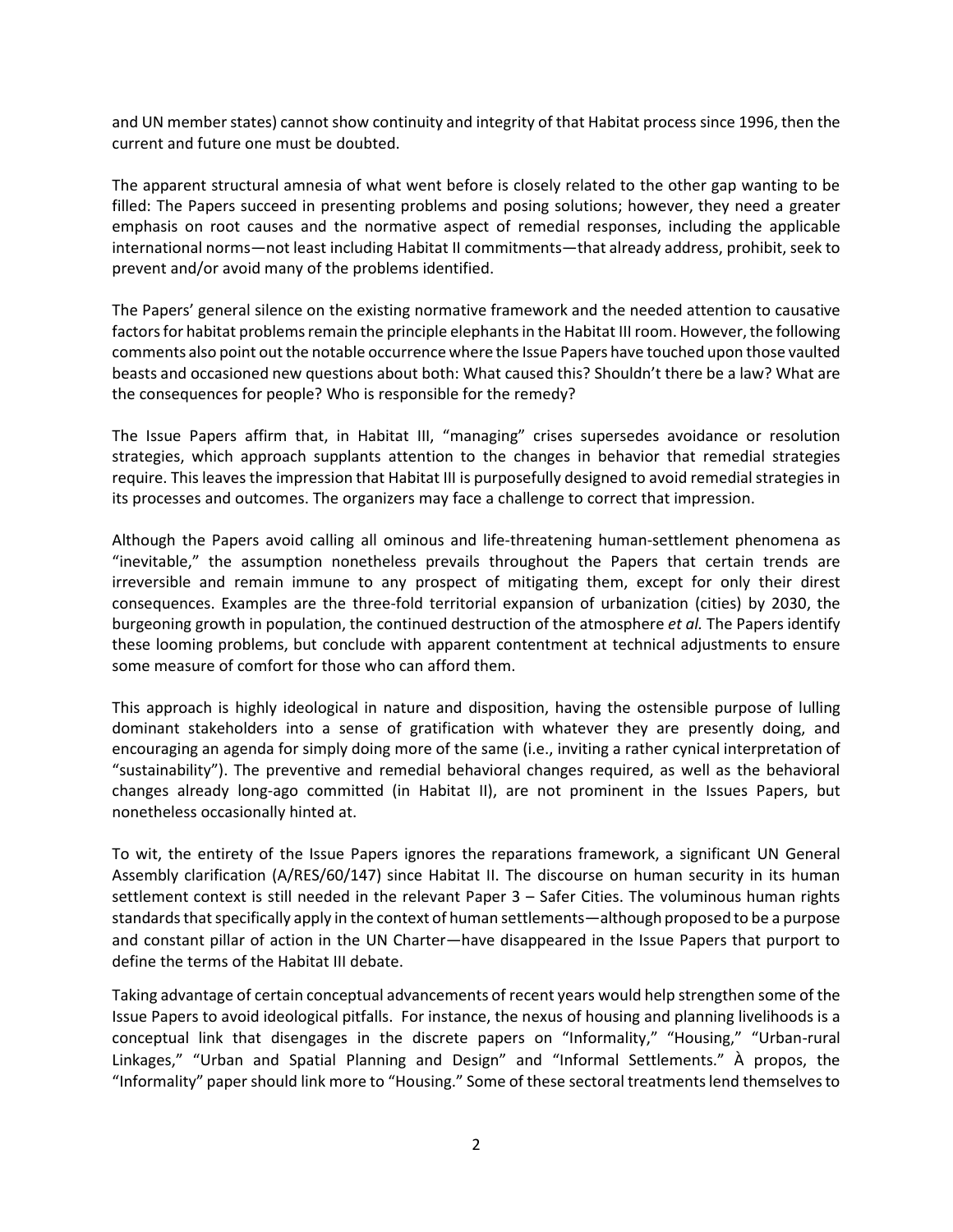and UN member states) cannot show continuity and integrity of that Habitat process since 1996, then the current and future one must be doubted.

The apparent structural amnesia of what went before is closely related to the other gap wanting to be filled: The Papers succeed in presenting problems and posing solutions; however, they need a greater emphasis on root causes and the normative aspect of remedial responses, including the applicable international norms—not least including Habitat II commitments—that already address, prohibit, seek to prevent and/or avoid many of the problems identified.

The Papers' general silence on the existing normative framework and the needed attention to causative factors for habitat problems remain the principle elephants in the Habitat III room. However, the following comments also point out the notable occurrence where the Issue Papers have touched upon those vaulted beasts and occasioned new questions about both: What caused this? Shouldn't there be a law? What are the consequences for people? Who is responsible for the remedy?

The Issue Papers affirm that, in Habitat III, "managing" crises supersedes avoidance or resolution strategies, which approach supplants attention to the changes in behavior that remedial strategies require. This leaves the impression that Habitat III is purposefully designed to avoid remedial strategies in its processes and outcomes. The organizers may face a challenge to correct that impression.

Although the Papers avoid calling all ominous and life-threatening human-settlement phenomena as "inevitable," the assumption nonetheless prevails throughout the Papers that certain trends are irreversible and remain immune to any prospect of mitigating them, except for only their direst consequences. Examples are the three-fold territorial expansion of urbanization (cities) by 2030, the burgeoning growth in population, the continued destruction of the atmosphere *et al.* The Papers identify these looming problems, but conclude with apparent contentment at technical adjustments to ensure some measure of comfort for those who can afford them.

This approach is highly ideological in nature and disposition, having the ostensible purpose of lulling dominant stakeholders into a sense of gratification with whatever they are presently doing, and encouraging an agenda for simply doing more of the same (i.e., inviting a rather cynical interpretation of "sustainability"). The preventive and remedial behavioral changes required, as well as the behavioral changes already long-ago committed (in Habitat II), are not prominent in the Issues Papers, but nonetheless occasionally hinted at.

To wit, the entirety of the Issue Papers ignores the reparations framework, a significant UN General Assembly clarification (A/RES/60/147) since Habitat II. The discourse on human security in its human settlement context is still needed in the relevant Paper 3 – Safer Cities. The voluminous human rights standards that specifically apply in the context of human settlements—although proposed to be a purpose and constant pillar of action in the UN Charter—have disappeared in the Issue Papers that purport to define the terms of the Habitat III debate.

Taking advantage of certain conceptual advancements of recent years would help strengthen some of the Issue Papers to avoid ideological pitfalls. For instance, the nexus of housing and planning livelihoods is a conceptual link that disengages in the discrete papers on "Informality," "Housing," "Urban-rural Linkages," "Urban and Spatial Planning and Design" and "Informal Settlements." À propos, the "Informality" paper should link more to "Housing." Some of these sectoral treatments lend themselves to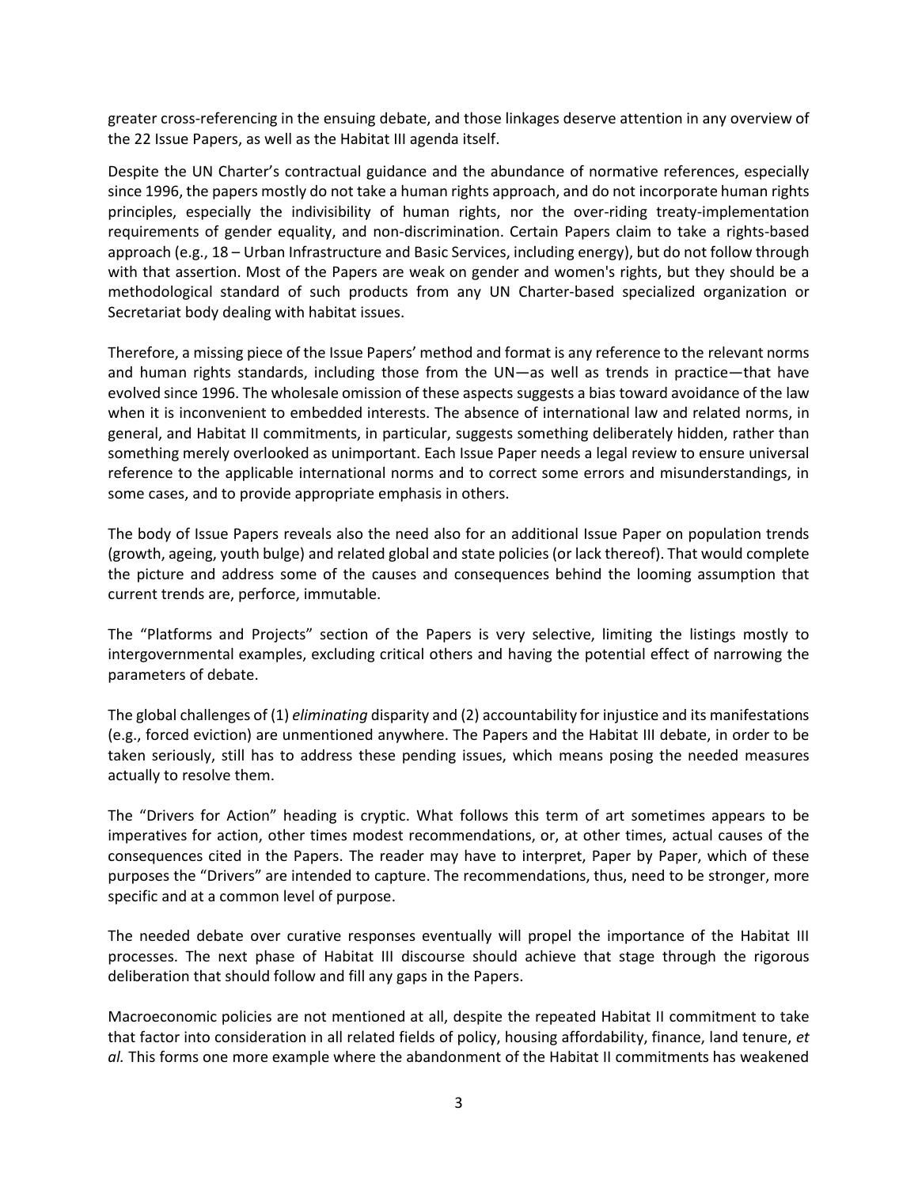greater cross-referencing in the ensuing debate, and those linkages deserve attention in any overview of the 22 Issue Papers, as well as the Habitat III agenda itself.

Despite the UN Charter's contractual guidance and the abundance of normative references, especially since 1996, the papers mostly do not take a human rights approach, and do not incorporate human rights principles, especially the indivisibility of human rights, nor the over-riding treaty-implementation requirements of gender equality, and non-discrimination. Certain Papers claim to take a rights-based approach (e.g., 18 – Urban Infrastructure and Basic Services, including energy), but do not follow through with that assertion. Most of the Papers are weak on gender and women's rights, but they should be a methodological standard of such products from any UN Charter-based specialized organization or Secretariat body dealing with habitat issues.

Therefore, a missing piece of the Issue Papers' method and format is any reference to the relevant norms and human rights standards, including those from the UN—as well as trends in practice—that have evolved since 1996. The wholesale omission of these aspects suggests a bias toward avoidance of the law when it is inconvenient to embedded interests. The absence of international law and related norms, in general, and Habitat II commitments, in particular, suggests something deliberately hidden, rather than something merely overlooked as unimportant. Each Issue Paper needs a legal review to ensure universal reference to the applicable international norms and to correct some errors and misunderstandings, in some cases, and to provide appropriate emphasis in others.

The body of Issue Papers reveals also the need also for an additional Issue Paper on population trends (growth, ageing, youth bulge) and related global and state policies (or lack thereof). That would complete the picture and address some of the causes and consequences behind the looming assumption that current trends are, perforce, immutable.

The "Platforms and Projects" section of the Papers is very selective, limiting the listings mostly to intergovernmental examples, excluding critical others and having the potential effect of narrowing the parameters of debate.

The global challenges of (1) *eliminating* disparity and (2) accountability for injustice and its manifestations (e.g., forced eviction) are unmentioned anywhere. The Papers and the Habitat III debate, in order to be taken seriously, still has to address these pending issues, which means posing the needed measures actually to resolve them.

The "Drivers for Action" heading is cryptic. What follows this term of art sometimes appears to be imperatives for action, other times modest recommendations, or, at other times, actual causes of the consequences cited in the Papers. The reader may have to interpret, Paper by Paper, which of these purposes the "Drivers" are intended to capture. The recommendations, thus, need to be stronger, more specific and at a common level of purpose.

The needed debate over curative responses eventually will propel the importance of the Habitat III processes. The next phase of Habitat III discourse should achieve that stage through the rigorous deliberation that should follow and fill any gaps in the Papers.

Macroeconomic policies are not mentioned at all, despite the repeated Habitat II commitment to take that factor into consideration in all related fields of policy, housing affordability, finance, land tenure, *et al.* This forms one more example where the abandonment of the Habitat II commitments has weakened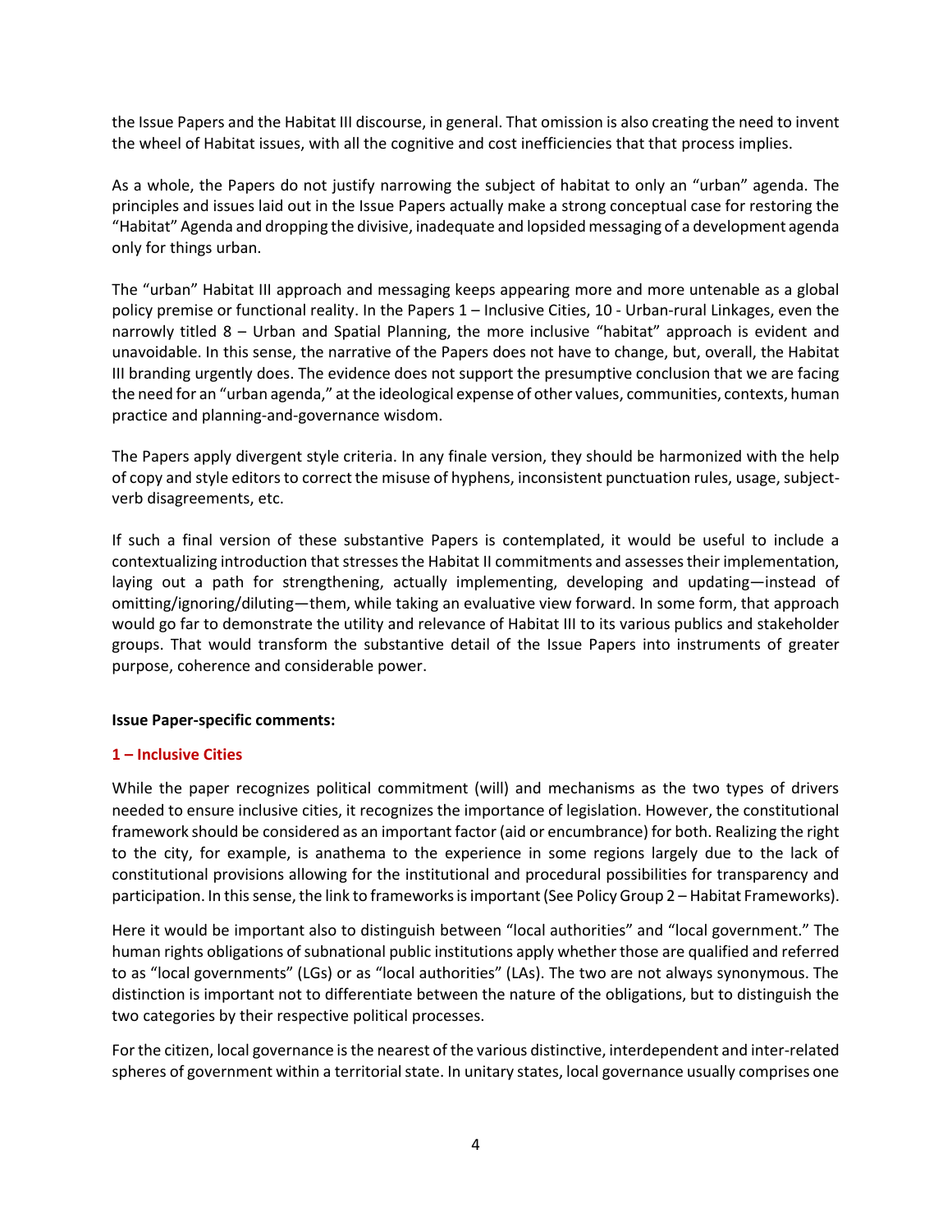the Issue Papers and the Habitat III discourse, in general. That omission is also creating the need to invent the wheel of Habitat issues, with all the cognitive and cost inefficiencies that that process implies.

As a whole, the Papers do not justify narrowing the subject of habitat to only an "urban" agenda. The principles and issues laid out in the Issue Papers actually make a strong conceptual case for restoring the "Habitat" Agenda and dropping the divisive, inadequate and lopsided messaging of a development agenda only for things urban.

The "urban" Habitat III approach and messaging keeps appearing more and more untenable as a global policy premise or functional reality. In the Papers 1 – Inclusive Cities, 10 - Urban-rural Linkages, even the narrowly titled 8 – Urban and Spatial Planning, the more inclusive "habitat" approach is evident and unavoidable. In this sense, the narrative of the Papers does not have to change, but, overall, the Habitat III branding urgently does. The evidence does not support the presumptive conclusion that we are facing the need for an "urban agenda," at the ideological expense of other values, communities, contexts, human practice and planning-and-governance wisdom.

The Papers apply divergent style criteria. In any finale version, they should be harmonized with the help of copy and style editors to correct the misuse of hyphens, inconsistent punctuation rules, usage, subject-verb disagreements, etc.

If such a final version of these substantive Papers is contemplated, it would be useful to include a contextualizing introduction that stresses the Habitat II commitments and assesses their implementation, laying out a path for strengthening, actually implementing, developing and updating—instead of omitting/ignoring/diluting—them, while taking an evaluative view forward. In some form, that approach would go far to demonstrate the utility and relevance of Habitat III to its various publics and stakeholder groups. That would transform the substantive detail of the Issue Papers into instruments of greater purpose, coherence and considerable power.

**Issue Paper-specific comments:**

### 1 – Inclusive Cities

While the paper recognizes political commitment (will) and mechanisms as the two types of drivers needed to ensure inclusive cities, it recognizes the importance of legislation. However, the constitutional framework should be considered as an important factor (aid or encumbrance) for both. Realizing the right to the city, for example, is anathema to the experience in some regions largely due to the lack of constitutional provisions allowing for the institutional and procedural possibilities for transparency and participation. In this sense, the link to frameworks is important (See Policy Group 2 – Habitat Frameworks).

Here it would be important also to distinguish between "local authorities" and "local government." The human rights obligations of subnational public institutions apply whether those are qualified and referred to as "local governments" (LGs) or as "local authorities" (LAs). The two are not always synonymous. The distinction is important not to differentiate between the nature of the obligations, but to distinguish the two categories by their respective political processes.

For the citizen, local governance is the nearest of the various distinctive, interdependent and inter-related spheres of government within a territorial state. In unitary states, local governance usually comprises one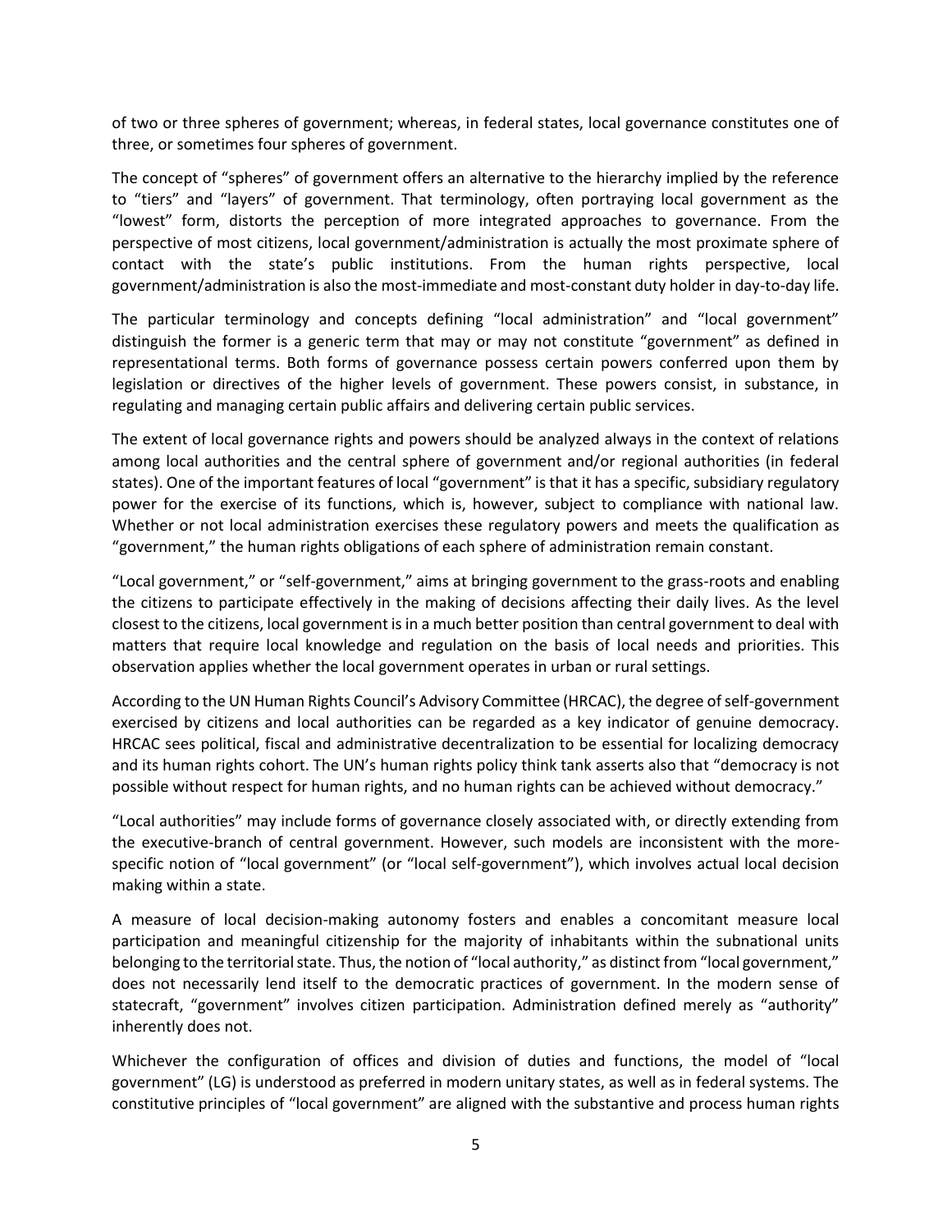of two or three spheres of government; whereas, in federal states, local governance constitutes one of three, or sometimes four spheres of government.

The concept of "spheres" of government offers an alternative to the hierarchy implied by the reference to "tiers" and "layers" of government. That terminology, often portraying local government as the "lowest" form, distorts the perception of more integrated approaches to governance. From the perspective of most citizens, local government/administration is actually the most proximate sphere of contact with the state's public institutions. From the human rights perspective, local government/administration is also the most-immediate and most-constant duty holder in day-to-day life.

The particular terminology and concepts defining "local administration" and "local government" distinguish the former is a generic term that may or may not constitute "government" as defined in representational terms. Both forms of governance possess certain powers conferred upon them by legislation or directives of the higher levels of government. These powers consist, in substance, in regulating and managing certain public affairs and delivering certain public services.

The extent of local governance rights and powers should be analyzed always in the context of relations among local authorities and the central sphere of government and/or regional authorities (in federal states). One of the important features of local "government" is that it has a specific, subsidiary regulatory power for the exercise of its functions, which is, however, subject to compliance with national law. Whether or not local administration exercises these regulatory powers and meets the qualification as "government," the human rights obligations of each sphere of administration remain constant.

"Local government," or "self-government," aims at bringing government to the grass-roots and enabling the citizens to participate effectively in the making of decisions affecting their daily lives. As the level closest to the citizens, local government is in a much better position than central government to deal with matters that require local knowledge and regulation on the basis of local needs and priorities. This observation applies whether the local government operates in urban or rural settings.

According to the UN Human Rights Council's Advisory Committee (HRCAC), the degree of self-government exercised by citizens and local authorities can be regarded as a key indicator of genuine democracy. HRCAC sees political, fiscal and administrative decentralization to be essential for localizing democracy and its human rights cohort. The UN's human rights policy think tank asserts also that "democracy is not possible without respect for human rights, and no human rights can be achieved without democracy."

"Local authorities" may include forms of governance closely associated with, or directly extending from the executive-branch of central government. However, such models are inconsistent with the more-specific notion of "local government" (or "local self-government"), which involves actual local decision making within a state.

A measure of local decision-making autonomy fosters and enables a concomitant measure local participation and meaningful citizenship for the majority of inhabitants within the subnational units belonging to the territorial state. Thus, the notion of "local authority," as distinct from "local government," does not necessarily lend itself to the democratic practices of government. In the modern sense of statecraft, "government" involves citizen participation. Administration defined merely as "authority" inherently does not.

Whichever the configuration of offices and division of duties and functions, the model of "local government" (LG) is understood as preferred in modern unitary states, as well as in federal systems. The constitutive principles of "local government" are aligned with the substantive and process human rights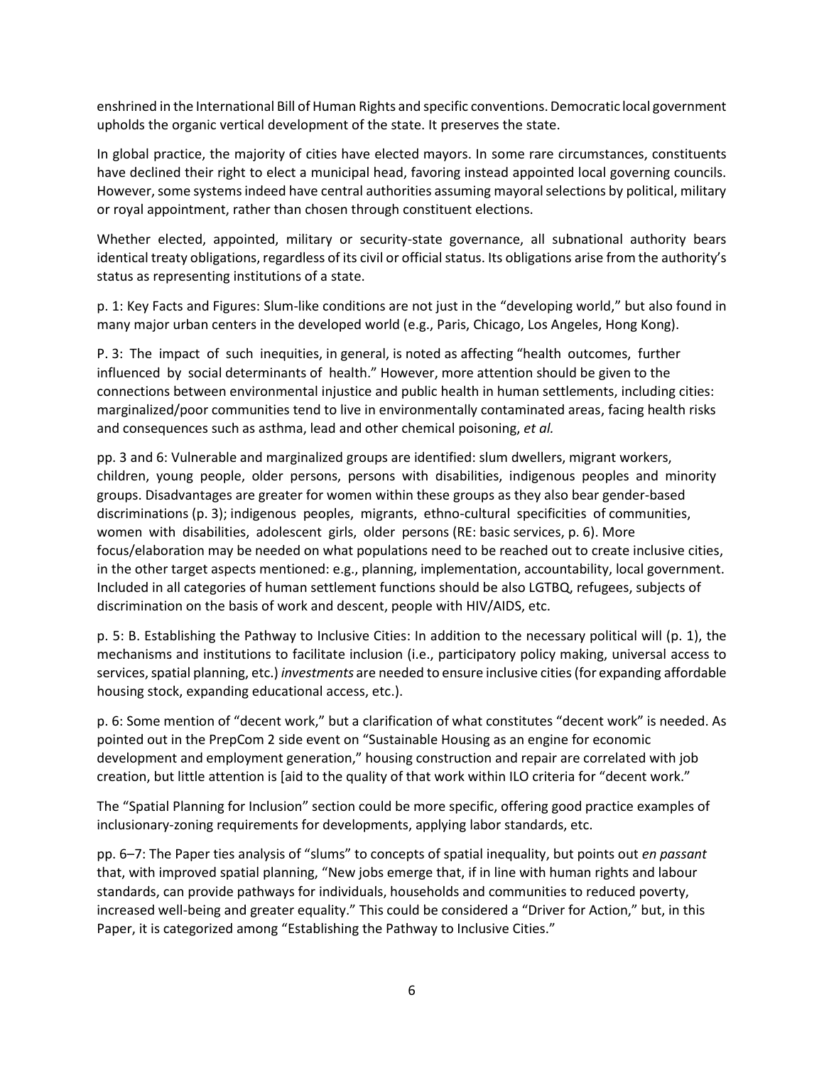enshrined in the International Bill of Human Rights and specific conventions. Democratic local government upholds the organic vertical development of the state. It preserves the state.

In global practice, the majority of cities have elected mayors. In some rare circumstances, constituents have declined their right to elect a municipal head, favoring instead appointed local governing councils. However, some systems indeed have central authorities assuming mayoral selections by political, military or royal appointment, rather than chosen through constituent elections.

Whether elected, appointed, military or security-state governance, all subnational authority bears identical treaty obligations, regardless of its civil or official status. Its obligations arise from the authority's status as representing institutions of a state.

p. 1: Key Facts and Figures: Slum-like conditions are not just in the "developing world," but also found in many major urban centers in the developed world (e.g., Paris, Chicago, Los Angeles, Hong Kong).

P. 3: The impact of such inequities, in general, is noted as affecting "health outcomes, further influenced by social determinants of health." However, more attention should be given to the connections between environmental injustice and public health in human settlements, including cities: marginalized/poor communities tend to live in environmentally contaminated areas, facing health risks and consequences such as asthma, lead and other chemical poisoning, *et al.*

pp. 3 and 6: Vulnerable and marginalized groups are identified: slum dwellers, migrant workers, children, young people, older persons, persons with disabilities, indigenous peoples and minority groups. Disadvantages are greater for women within these groups as they also bear gender-based discriminations (p. 3); indigenous peoples, migrants, ethno-cultural specificities of communities, women with disabilities, adolescent girls, older persons (RE: basic services, p. 6). More focus/elaboration may be needed on what populations need to be reached out to create inclusive cities, in the other target aspects mentioned: e.g., planning, implementation, accountability, local government. Included in all categories of human settlement functions should be also LGTBQ, refugees, subjects of discrimination on the basis of work and descent, people with HIV/AIDS, etc.

p. 5: B. Establishing the Pathway to Inclusive Cities: In addition to the necessary political will (p. 1), the mechanisms and institutions to facilitate inclusion (i.e., participatory policy making, universal access to services, spatial planning, etc.) *investments* are needed to ensure inclusive cities (for expanding affordable housing stock, expanding educational access, etc.).

p. 6: Some mention of "decent work," but a clarification of what constitutes "decent work" is needed. As pointed out in the PrepCom 2 side event on "Sustainable Housing as an engine for economic development and employment generation," housing construction and repair are correlated with job creation, but little attention is [aid to the quality of that work within ILO criteria for "decent work."

The "Spatial Planning for Inclusion" section could be more specific, offering good practice examples of inclusionary-zoning requirements for developments, applying labor standards, etc.

pp. 6–7: The Paper ties analysis of "slums" to concepts of spatial inequality, but points out *en passant* that, with improved spatial planning, "New jobs emerge that, if in line with human rights and labour standards, can provide pathways for individuals, households and communities to reduced poverty, increased well-being and greater equality." This could be considered a "Driver for Action," but, in this Paper, it is categorized among "Establishing the Pathway to Inclusive Cities."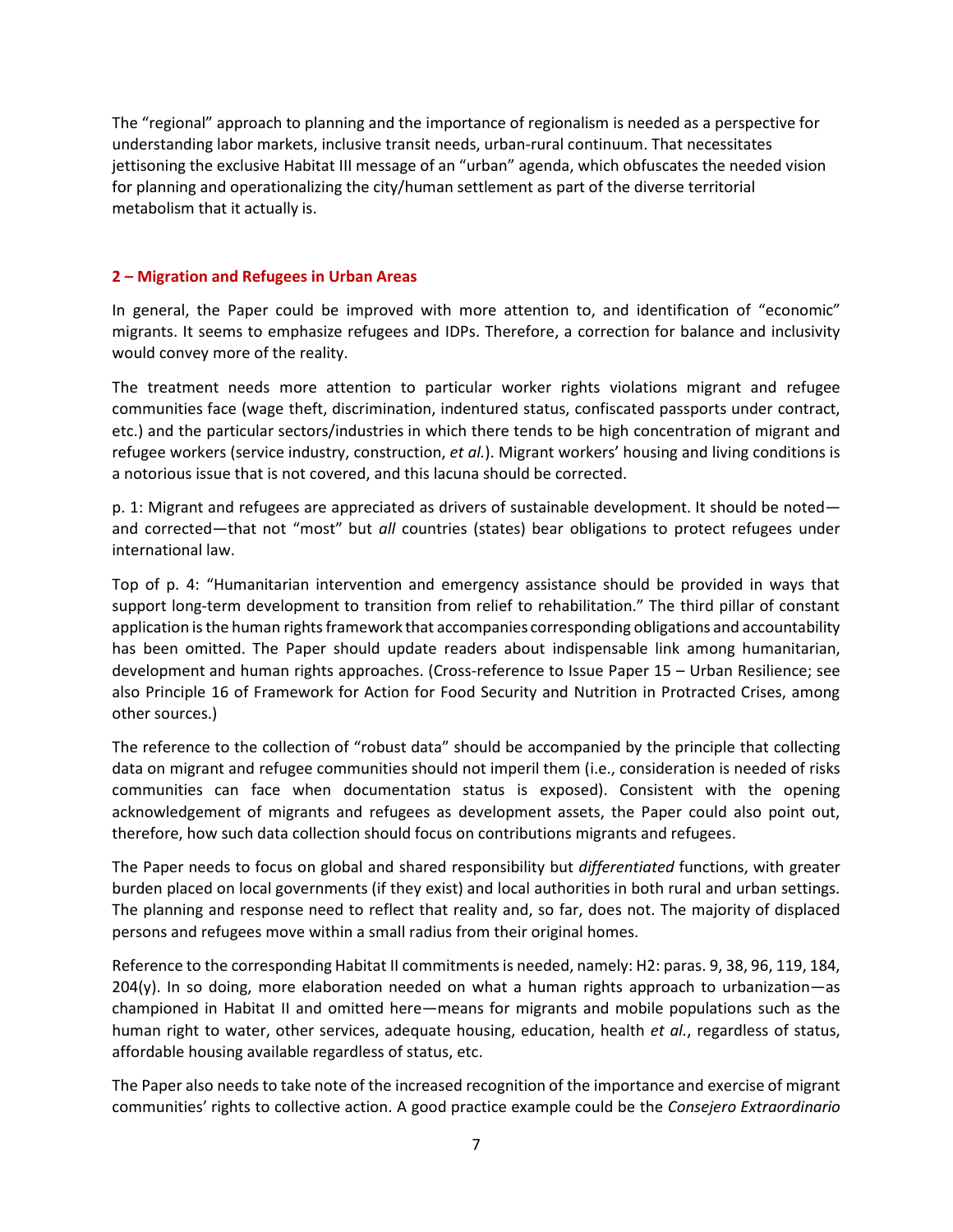The "regional" approach to planning and the importance of regionalism is needed as a perspective for understanding labor markets, inclusive transit needs, urban-rural continuum. That necessitates jettisoning the exclusive Habitat III message of an "urban" agenda, which obfuscates the needed vision for planning and operationalizing the city/human settlement as part of the diverse territorial metabolism that it actually is.

## 2 – Migration and Refugees in Urban Areas

In general, the Paper could be improved with more attention to, and identification of "economic" migrants. It seems to emphasize refugees and IDPs. Therefore, a correction for balance and inclusivity would convey more of the reality.

The treatment needs more attention to particular worker rights violations migrant and refugee communities face (wage theft, discrimination, indentured status, confiscated passports under contract, etc.) and the particular sectors/industries in which there tends to be high concentration of migrant and refugee workers (service industry, construction, *et al.*). Migrant workers' housing and living conditions is a notorious issue that is not covered, and this lacuna should be corrected.

p. 1: Migrant and refugees are appreciated as drivers of sustainable development. It should be noted—and corrected—that not "most" but *all* countries (states) bear obligations to protect refugees under international law.

Top of p. 4: "Humanitarian intervention and emergency assistance should be provided in ways that support long-term development to transition from relief to rehabilitation." The third pillar of constant application is the human rights framework that accompanies corresponding obligations and accountability has been omitted. The Paper should update readers about indispensable link among humanitarian, development and human rights approaches. (Cross-reference to Issue Paper 15 – Urban Resilience; see also Principle 16 of Framework for Action for Food Security and Nutrition in Protracted Crises, among other sources.)

The reference to the collection of "robust data" should be accompanied by the principle that collecting data on migrant and refugee communities should not imperil them (i.e., consideration is needed of risks communities can face when documentation status is exposed). Consistent with the opening acknowledgement of migrants and refugees as development assets, the Paper could also point out, therefore, how such data collection should focus on contributions migrants and refugees.

The Paper needs to focus on global and shared responsibility but *differentiated* functions, with greater burden placed on local governments (if they exist) and local authorities in both rural and urban settings. The planning and response need to reflect that reality and, so far, does not. The majority of displaced persons and refugees move within a small radius from their original homes.

Reference to the corresponding Habitat II commitments is needed, namely: H2: paras. 9, 38, 96, 119, 184, 204(y). In so doing, more elaboration needed on what a human rights approach to urbanization—as championed in Habitat II and omitted here—means for migrants and mobile populations such as the human right to water, other services, adequate housing, education, health *et al.*, regardless of status, affordable housing available regardless of status, etc.

The Paper also needs to take note of the increased recognition of the importance and exercise of migrant communities' rights to collective action. A good practice example could be the *Consejero Extraordinario*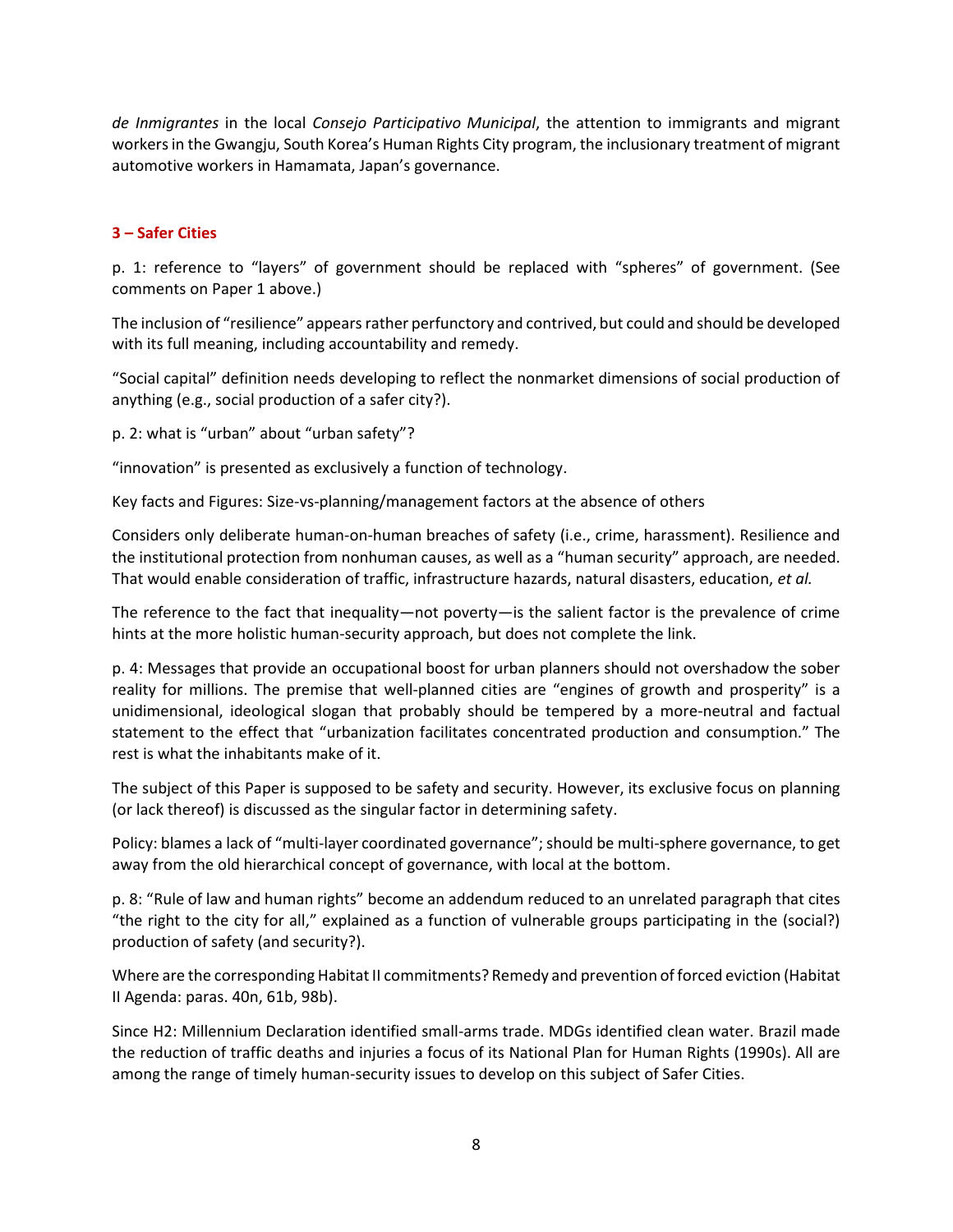*de Inmigrantes* in the local *Consejo Participativo Municipal*, the attention to immigrants and migrant workers in the Gwangju, South Korea's Human Rights City program, the inclusionary treatment of migrant automotive workers in Hamamata, Japan's governance.

### 3 – Safer Cities

p. 1: reference to "layers" of government should be replaced with "spheres" of government. (See comments on Paper 1 above.)

The inclusion of "resilience" appears rather perfunctory and contrived, but could and should be developed with its full meaning, including accountability and remedy.

"Social capital" definition needs developing to reflect the nonmarket dimensions of social production of anything (e.g., social production of a safer city?).

p. 2: what is "urban" about "urban safety"?

"innovation" is presented as exclusively a function of technology.

Key facts and Figures: Size-vs-planning/management factors at the absence of others

Considers only deliberate human-on-human breaches of safety (i.e., crime, harassment). Resilience and the institutional protection from nonhuman causes, as well as a "human security" approach, are needed. That would enable consideration of traffic, infrastructure hazards, natural disasters, education, *et al.*

The reference to the fact that inequality—not poverty—is the salient factor is the prevalence of crime hints at the more holistic human-security approach, but does not complete the link.

p. 4: Messages that provide an occupational boost for urban planners should not overshadow the sober reality for millions. The premise that well-planned cities are "engines of growth and prosperity" is a unidimensional, ideological slogan that probably should be tempered by a more-neutral and factual statement to the effect that "urbanization facilitates concentrated production and consumption." The rest is what the inhabitants make of it.

The subject of this Paper is supposed to be safety and security. However, its exclusive focus on planning (or lack thereof) is discussed as the singular factor in determining safety.

Policy: blames a lack of "multi-layer coordinated governance"; should be multi-sphere governance, to get away from the old hierarchical concept of governance, with local at the bottom.

p. 8: "Rule of law and human rights" become an addendum reduced to an unrelated paragraph that cites "the right to the city for all," explained as a function of vulnerable groups participating in the (social?) production of safety (and security?).

Where are the corresponding Habitat II commitments? Remedy and prevention of forced eviction (Habitat II Agenda: paras. 40n, 61b, 98b).

Since H2: Millennium Declaration identified small-arms trade. MDGs identified clean water. Brazil made the reduction of traffic deaths and injuries a focus of its National Plan for Human Rights (1990s). All are among the range of timely human-security issues to develop on this subject of Safer Cities.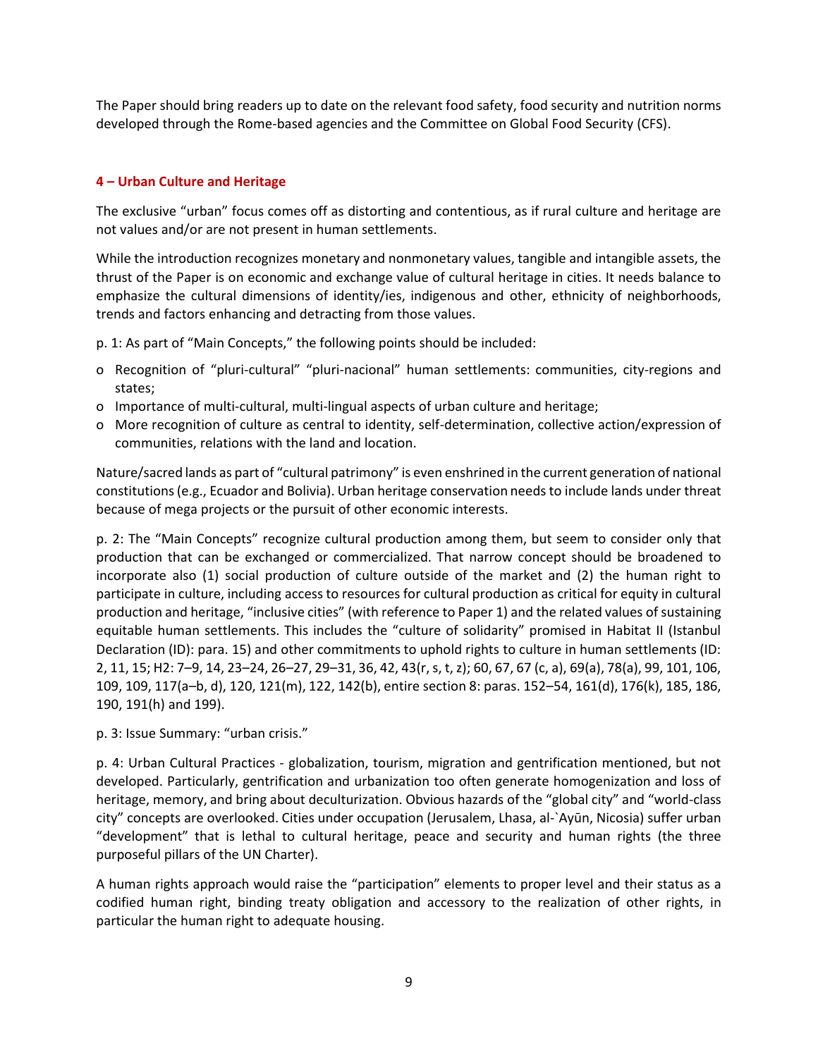The Paper should bring readers up to date on the relevant food safety, food security and nutrition norms developed through the Rome-based agencies and the Committee on Global Food Security (CFS).

## 4 – Urban Culture and Heritage

The exclusive "urban" focus comes off as distorting and contentious, as if rural culture and heritage are not values and/or are not present in human settlements.

While the introduction recognizes monetary and nonmonetary values, tangible and intangible assets, the thrust of the Paper is on economic and exchange value of cultural heritage in cities. It needs balance to emphasize the cultural dimensions of identity/ies, indigenous and other, ethnicity of neighborhoods, trends and factors enhancing and detracting from those values.

p. 1: As part of "Main Concepts," the following points should be included:

- Recognition of "pluri-cultural" "pluri-nacional" human settlements: communities, city-regions and states;
- Importance of multi-cultural, multi-lingual aspects of urban culture and heritage;
- More recognition of culture as central to identity, self-determination, collective action/expression of communities, relations with the land and location.

Nature/sacred lands as part of "cultural patrimony" is even enshrined in the current generation of national constitutions (e.g., Ecuador and Bolivia). Urban heritage conservation needs to include lands under threat because of mega projects or the pursuit of other economic interests.

p. 2: The "Main Concepts" recognize cultural production among them, but seem to consider only that production that can be exchanged or commercialized. That narrow concept should be broadened to incorporate also (1) social production of culture outside of the market and (2) the human right to participate in culture, including access to resources for cultural production as critical for equity in cultural production and heritage, "inclusive cities" (with reference to Paper 1) and the related values of sustaining equitable human settlements. This includes the "culture of solidarity" promised in Habitat II (Istanbul Declaration (ID): para. 15) and other commitments to uphold rights to culture in human settlements (ID: 2, 11, 15; H2: 7–9, 14, 23–24, 26–27, 29–31, 36, 42, 43(r, s, t, z); 60, 67, 67 (c, a), 69(a), 78(a), 99, 101, 106, 109, 109, 117(a–b, d), 120, 121(m), 122, 142(b), entire section 8: paras. 152–54, 161(d), 176(k), 185, 186, 190, 191(h) and 199).

p. 3: Issue Summary: "urban crisis."

p. 4: Urban Cultural Practices - globalization, tourism, migration and gentrification mentioned, but not developed. Particularly, gentrification and urbanization too often generate homogenization and loss of heritage, memory, and bring about deculturization. Obvious hazards of the "global city" and "world-class city" concepts are overlooked. Cities under occupation (Jerusalem, Lhasa, al-`Ayūn, Nicosia) suffer urban "development" that is lethal to cultural heritage, peace and security and human rights (the three purposeful pillars of the UN Charter).

A human rights approach would raise the "participation" elements to proper level and their status as a codified human right, binding treaty obligation and accessory to the realization of other rights, in particular the human right to adequate housing.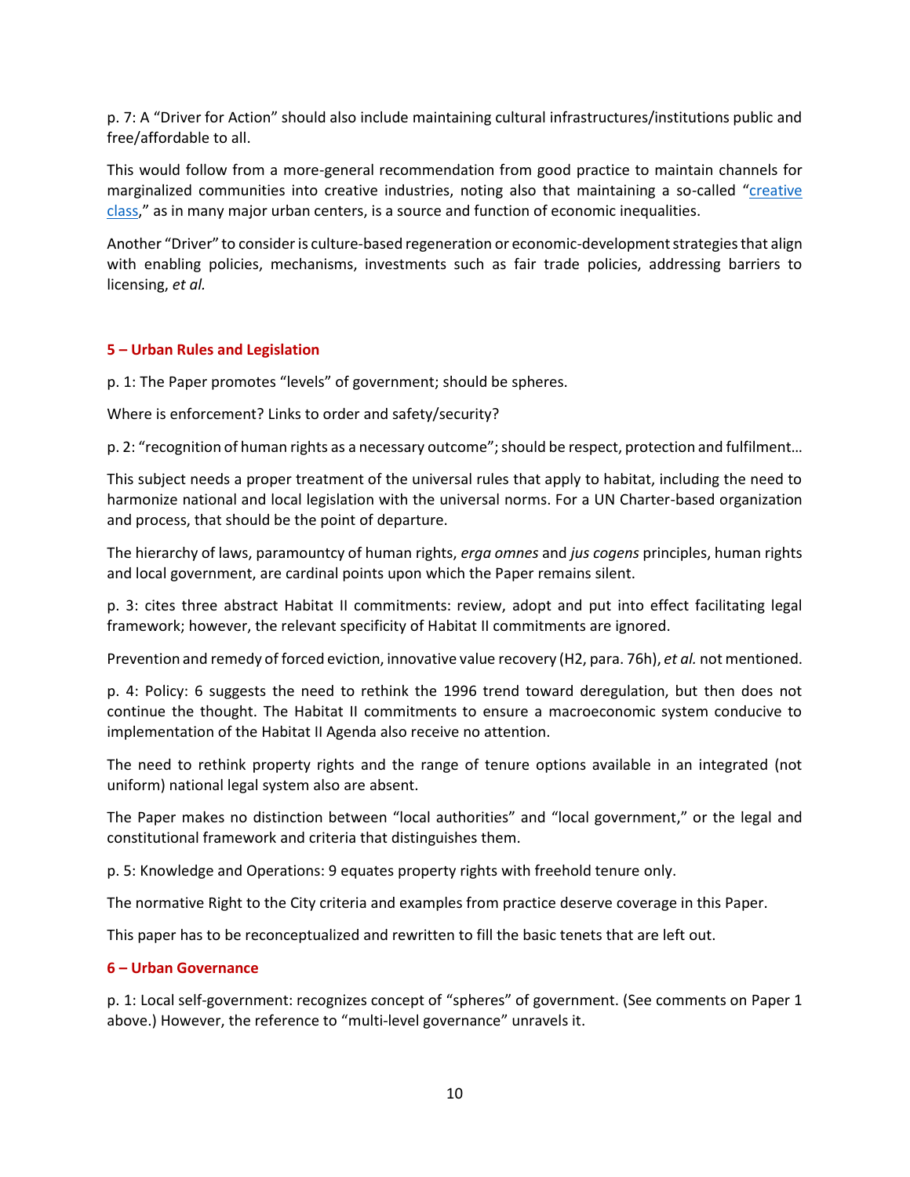p. 7: A "Driver for Action" should also include maintaining cultural infrastructures/institutions public and free/affordable to all.

This would follow from a more-general recommendation from good practice to maintain channels for marginalized communities into creative industries, noting also that maintaining a so-called "creative class," as in many major urban centers, is a source and function of economic inequalities.

Another "Driver" to consider is culture-based regeneration or economic-development strategies that align with enabling policies, mechanisms, investments such as fair trade policies, addressing barriers to licensing, *et al.*

## 5 – Urban Rules and Legislation

p. 1: The Paper promotes "levels" of government; should be spheres.

Where is enforcement? Links to order and safety/security?

p. 2: "recognition of human rights as a necessary outcome"; should be respect, protection and fulfilment…

This subject needs a proper treatment of the universal rules that apply to habitat, including the need to harmonize national and local legislation with the universal norms. For a UN Charter-based organization and process, that should be the point of departure.

The hierarchy of laws, paramountcy of human rights, *erga omnes* and *jus cogens* principles, human rights and local government, are cardinal points upon which the Paper remains silent.

p. 3: cites three abstract Habitat II commitments: review, adopt and put into effect facilitating legal framework; however, the relevant specificity of Habitat II commitments are ignored.

Prevention and remedy of forced eviction, innovative value recovery (H2, para. 76h), *et al.* not mentioned.

p. 4: Policy: 6 suggests the need to rethink the 1996 trend toward deregulation, but then does not continue the thought. The Habitat II commitments to ensure a macroeconomic system conducive to implementation of the Habitat II Agenda also receive no attention.

The need to rethink property rights and the range of tenure options available in an integrated (not uniform) national legal system also are absent.

The Paper makes no distinction between "local authorities" and "local government," or the legal and constitutional framework and criteria that distinguishes them.

p. 5: Knowledge and Operations: 9 equates property rights with freehold tenure only.

The normative Right to the City criteria and examples from practice deserve coverage in this Paper.

This paper has to be reconceptualized and rewritten to fill the basic tenets that are left out.

## 6 – Urban Governance

p. 1: Local self-government: recognizes concept of "spheres" of government. (See comments on Paper 1 above.) However, the reference to "multi-level governance" unravels it.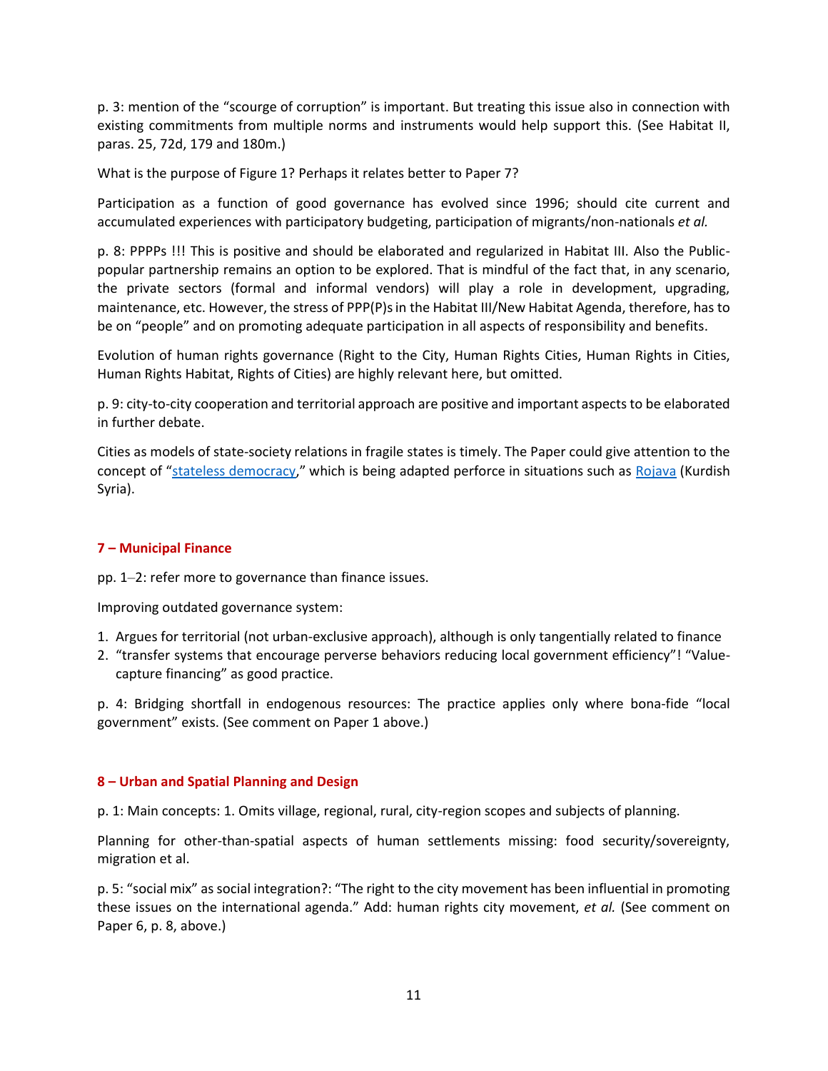p. 3: mention of the "scourge of corruption" is important. But treating this issue also in connection with existing commitments from multiple norms and instruments would help support this. (See Habitat II, paras. 25, 72d, 179 and 180m.)

What is the purpose of Figure 1? Perhaps it relates better to Paper 7?

Participation as a function of good governance has evolved since 1996; should cite current and accumulated experiences with participatory budgeting, participation of migrants/non-nationals *et al.*

p. 8: PPPPs !!! This is positive and should be elaborated and regularized in Habitat III. Also the Public-popular partnership remains an option to be explored. That is mindful of the fact that, in any scenario, the private sectors (formal and informal vendors) will play a role in development, upgrading, maintenance, etc. However, the stress of PPP(P)s in the Habitat III/New Habitat Agenda, therefore, has to be on "people" and on promoting adequate participation in all aspects of responsibility and benefits.

Evolution of human rights governance (Right to the City, Human Rights Cities, Human Rights in Cities, Human Rights Habitat, Rights of Cities) are highly relevant here, but omitted.

p. 9: city-to-city cooperation and territorial approach are positive and important aspects to be elaborated in further debate.

Cities as models of state-society relations in fragile states is timely. The Paper could give attention to the concept of "stateless democracy," which is being adapted perforce in situations such as Rojava (Kurdish Syria).

## 7 – Municipal Finance

pp. 1–2: refer more to governance than finance issues.

Improving outdated governance system:

1. Argues for territorial (not urban-exclusive approach), although is only tangentially related to finance
2. "transfer systems that encourage perverse behaviors reducing local government efficiency"! "Value-capture financing" as good practice.

p. 4: Bridging shortfall in endogenous resources: The practice applies only where bona-fide "local government" exists. (See comment on Paper 1 above.)

## 8 – Urban and Spatial Planning and Design

p. 1: Main concepts: 1. Omits village, regional, rural, city-region scopes and subjects of planning.

Planning for other-than-spatial aspects of human settlements missing: food security/sovereignty, migration et al.

p. 5: "social mix" as social integration?: "The right to the city movement has been influential in promoting these issues on the international agenda." Add: human rights city movement, *et al.* (See comment on Paper 6, p. 8, above.)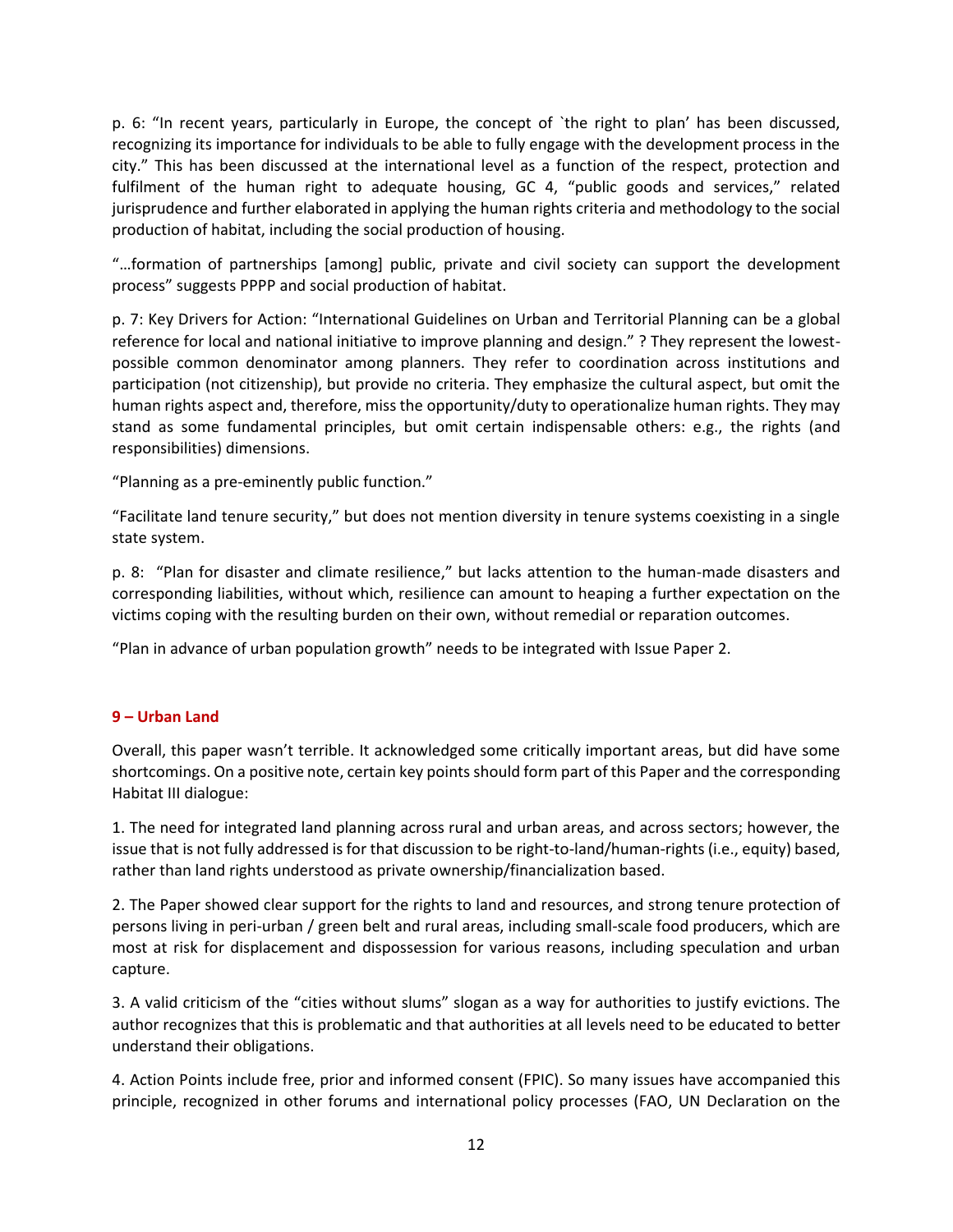p. 6: "In recent years, particularly in Europe, the concept of `the right to plan' has been discussed, recognizing its importance for individuals to be able to fully engage with the development process in the city." This has been discussed at the international level as a function of the respect, protection and fulfilment of the human right to adequate housing, GC 4, "public goods and services," related jurisprudence and further elaborated in applying the human rights criteria and methodology to the social production of habitat, including the social production of housing.

"…formation of partnerships [among] public, private and civil society can support the development process" suggests PPPP and social production of habitat.

p. 7: Key Drivers for Action: "International Guidelines on Urban and Territorial Planning can be a global reference for local and national initiative to improve planning and design." ? They represent the lowest-possible common denominator among planners. They refer to coordination across institutions and participation (not citizenship), but provide no criteria. They emphasize the cultural aspect, but omit the human rights aspect and, therefore, miss the opportunity/duty to operationalize human rights. They may stand as some fundamental principles, but omit certain indispensable others: e.g., the rights (and responsibilities) dimensions.

"Planning as a pre-eminently public function."

"Facilitate land tenure security," but does not mention diversity in tenure systems coexisting in a single state system.

p. 8: "Plan for disaster and climate resilience," but lacks attention to the human-made disasters and corresponding liabilities, without which, resilience can amount to heaping a further expectation on the victims coping with the resulting burden on their own, without remedial or reparation outcomes.

"Plan in advance of urban population growth" needs to be integrated with Issue Paper 2.

**9 – Urban Land**

Overall, this paper wasn't terrible. It acknowledged some critically important areas, but did have some shortcomings. On a positive note, certain key points should form part of this Paper and the corresponding Habitat III dialogue:

1. The need for integrated land planning across rural and urban areas, and across sectors; however, the issue that is not fully addressed is for that discussion to be right-to-land/human-rights (i.e., equity) based, rather than land rights understood as private ownership/financialization based.

2. The Paper showed clear support for the rights to land and resources, and strong tenure protection of persons living in peri-urban / green belt and rural areas, including small-scale food producers, which are most at risk for displacement and dispossession for various reasons, including speculation and urban capture.

3. A valid criticism of the "cities without slums" slogan as a way for authorities to justify evictions. The author recognizes that this is problematic and that authorities at all levels need to be educated to better understand their obligations.

4. Action Points include free, prior and informed consent (FPIC). So many issues have accompanied this principle, recognized in other forums and international policy processes (FAO, UN Declaration on the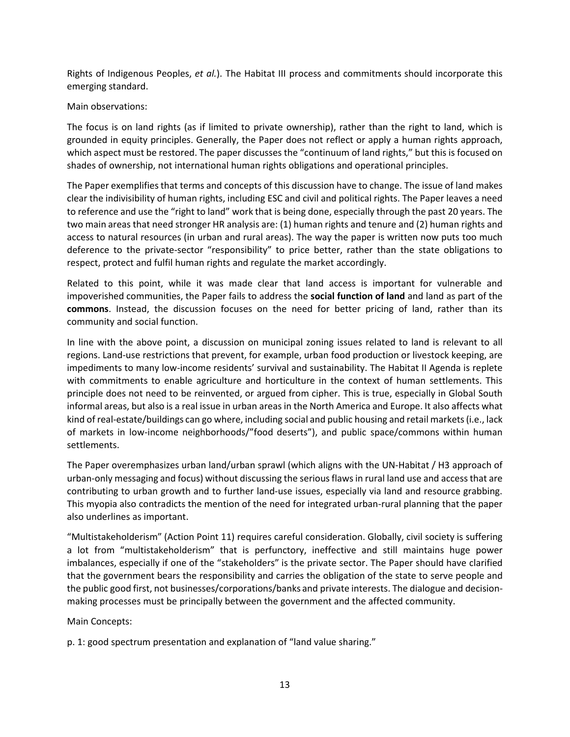Rights of Indigenous Peoples, *et al.*). The Habitat III process and commitments should incorporate this emerging standard.

Main observations:

The focus is on land rights (as if limited to private ownership), rather than the right to land, which is grounded in equity principles. Generally, the Paper does not reflect or apply a human rights approach, which aspect must be restored. The paper discusses the "continuum of land rights," but this is focused on shades of ownership, not international human rights obligations and operational principles.

The Paper exemplifies that terms and concepts of this discussion have to change. The issue of land makes clear the indivisibility of human rights, including ESC and civil and political rights. The Paper leaves a need to reference and use the "right to land" work that is being done, especially through the past 20 years. The two main areas that need stronger HR analysis are: (1) human rights and tenure and (2) human rights and access to natural resources (in urban and rural areas). The way the paper is written now puts too much deference to the private-sector "responsibility" to price better, rather than the state obligations to respect, protect and fulfil human rights and regulate the market accordingly.

Related to this point, while it was made clear that land access is important for vulnerable and impoverished communities, the Paper fails to address the **social function of land** and land as part of the **commons**. Instead, the discussion focuses on the need for better pricing of land, rather than its community and social function.

In line with the above point, a discussion on municipal zoning issues related to land is relevant to all regions. Land-use restrictions that prevent, for example, urban food production or livestock keeping, are impediments to many low-income residents' survival and sustainability. The Habitat II Agenda is replete with commitments to enable agriculture and horticulture in the context of human settlements. This principle does not need to be reinvented, or argued from cipher. This is true, especially in Global South informal areas, but also is a real issue in urban areas in the North America and Europe. It also affects what kind of real-estate/buildings can go where, including social and public housing and retail markets (i.e., lack of markets in low-income neighborhoods/"food deserts"), and public space/commons within human settlements.

The Paper overemphasizes urban land/urban sprawl (which aligns with the UN-Habitat / H3 approach of urban-only messaging and focus) without discussing the serious flaws in rural land use and access that are contributing to urban growth and to further land-use issues, especially via land and resource grabbing. This myopia also contradicts the mention of the need for integrated urban-rural planning that the paper also underlines as important.

"Multistakeholderism" (Action Point 11) requires careful consideration. Globally, civil society is suffering a lot from "multistakeholderism" that is perfunctory, ineffective and still maintains huge power imbalances, especially if one of the "stakeholders" is the private sector. The Paper should have clarified that the government bears the responsibility and carries the obligation of the state to serve people and the public good first, not businesses/corporations/banks and private interests. The dialogue and decision-making processes must be principally between the government and the affected community.

Main Concepts:

p. 1: good spectrum presentation and explanation of "land value sharing."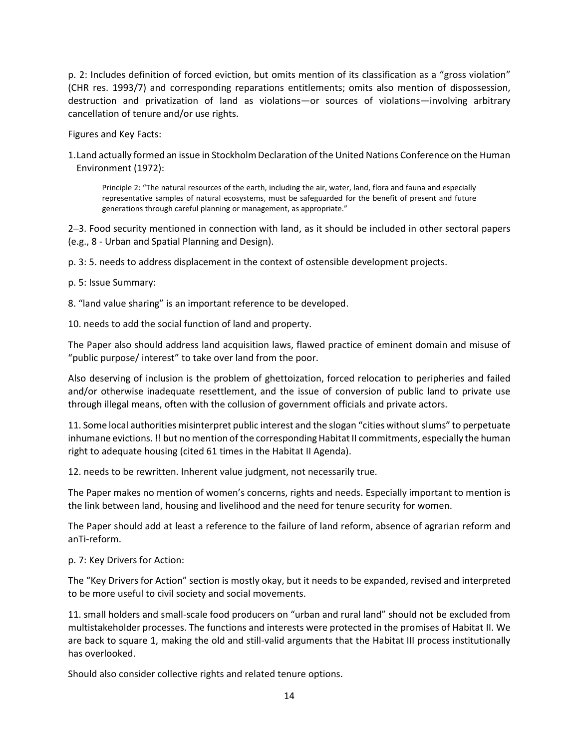p. 2: Includes definition of forced eviction, but omits mention of its classification as a "gross violation" (CHR res. 1993/7) and corresponding reparations entitlements; omits also mention of dispossession, destruction and privatization of land as violations—or sources of violations—involving arbitrary cancellation of tenure and/or use rights.

Figures and Key Facts:

1. Land actually formed an issue in Stockholm Declaration of the United Nations Conference on the Human Environment (1972):

> Principle 2: "The natural resources of the earth, including the air, water, land, flora and fauna and especially representative samples of natural ecosystems, must be safeguarded for the benefit of present and future generations through careful planning or management, as appropriate."

2–3. Food security mentioned in connection with land, as it should be included in other sectoral papers (e.g., 8 - Urban and Spatial Planning and Design).

p. 3: 5. needs to address displacement in the context of ostensible development projects.

p. 5: Issue Summary:

8. "land value sharing" is an important reference to be developed.

10. needs to add the social function of land and property.

The Paper also should address land acquisition laws, flawed practice of eminent domain and misuse of "public purpose/ interest" to take over land from the poor.

Also deserving of inclusion is the problem of ghettoization, forced relocation to peripheries and failed and/or otherwise inadequate resettlement, and the issue of conversion of public land to private use through illegal means, often with the collusion of government officials and private actors.

11. Some local authorities misinterpret public interest and the slogan "cities without slums" to perpetuate inhumane evictions. !! but no mention of the corresponding Habitat II commitments, especially the human right to adequate housing (cited 61 times in the Habitat II Agenda).

12. needs to be rewritten. Inherent value judgment, not necessarily true.

The Paper makes no mention of women's concerns, rights and needs. Especially important to mention is the link between land, housing and livelihood and the need for tenure security for women.

The Paper should add at least a reference to the failure of land reform, absence of agrarian reform and anTi-reform.

p. 7: Key Drivers for Action:

The "Key Drivers for Action" section is mostly okay, but it needs to be expanded, revised and interpreted to be more useful to civil society and social movements.

11. small holders and small-scale food producers on "urban and rural land" should not be excluded from multistakeholder processes. The functions and interests were protected in the promises of Habitat II. We are back to square 1, making the old and still-valid arguments that the Habitat III process institutionally has overlooked.

Should also consider collective rights and related tenure options.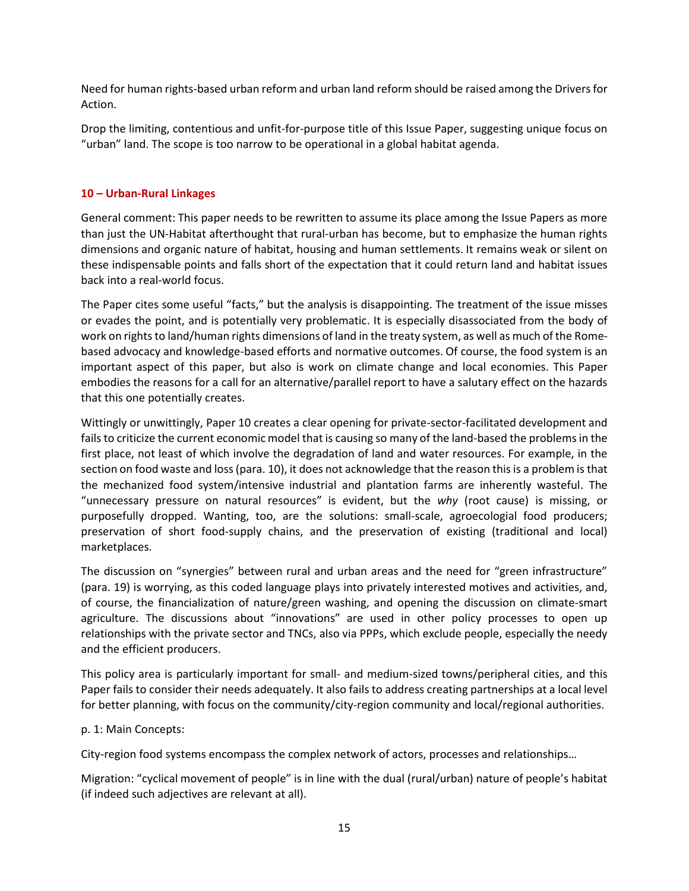Need for human rights-based urban reform and urban land reform should be raised among the Drivers for Action.

Drop the limiting, contentious and unfit-for-purpose title of this Issue Paper, suggesting unique focus on "urban" land. The scope is too narrow to be operational in a global habitat agenda.

### 10 – Urban-Rural Linkages

General comment: This paper needs to be rewritten to assume its place among the Issue Papers as more than just the UN-Habitat afterthought that rural-urban has become, but to emphasize the human rights dimensions and organic nature of habitat, housing and human settlements. It remains weak or silent on these indispensable points and falls short of the expectation that it could return land and habitat issues back into a real-world focus.

The Paper cites some useful "facts," but the analysis is disappointing. The treatment of the issue misses or evades the point, and is potentially very problematic. It is especially disassociated from the body of work on rights to land/human rights dimensions of land in the treaty system, as well as much of the Rome-based advocacy and knowledge-based efforts and normative outcomes. Of course, the food system is an important aspect of this paper, but also is work on climate change and local economies. This Paper embodies the reasons for a call for an alternative/parallel report to have a salutary effect on the hazards that this one potentially creates.

Wittingly or unwittingly, Paper 10 creates a clear opening for private-sector-facilitated development and fails to criticize the current economic model that is causing so many of the land-based the problems in the first place, not least of which involve the degradation of land and water resources. For example, in the section on food waste and loss (para. 10), it does not acknowledge that the reason this is a problem is that the mechanized food system/intensive industrial and plantation farms are inherently wasteful. The "unnecessary pressure on natural resources" is evident, but the *why* (root cause) is missing, or purposefully dropped. Wanting, too, are the solutions: small-scale, agroecologial food producers; preservation of short food-supply chains, and the preservation of existing (traditional and local) marketplaces.

The discussion on "synergies" between rural and urban areas and the need for "green infrastructure" (para. 19) is worrying, as this coded language plays into privately interested motives and activities, and, of course, the financialization of nature/green washing, and opening the discussion on climate-smart agriculture. The discussions about "innovations" are used in other policy processes to open up relationships with the private sector and TNCs, also via PPPs, which exclude people, especially the needy and the efficient producers.

This policy area is particularly important for small- and medium-sized towns/peripheral cities, and this Paper fails to consider their needs adequately. It also fails to address creating partnerships at a local level for better planning, with focus on the community/city-region community and local/regional authorities.

p. 1: Main Concepts:

City-region food systems encompass the complex network of actors, processes and relationships…

Migration: "cyclical movement of people" is in line with the dual (rural/urban) nature of people's habitat (if indeed such adjectives are relevant at all).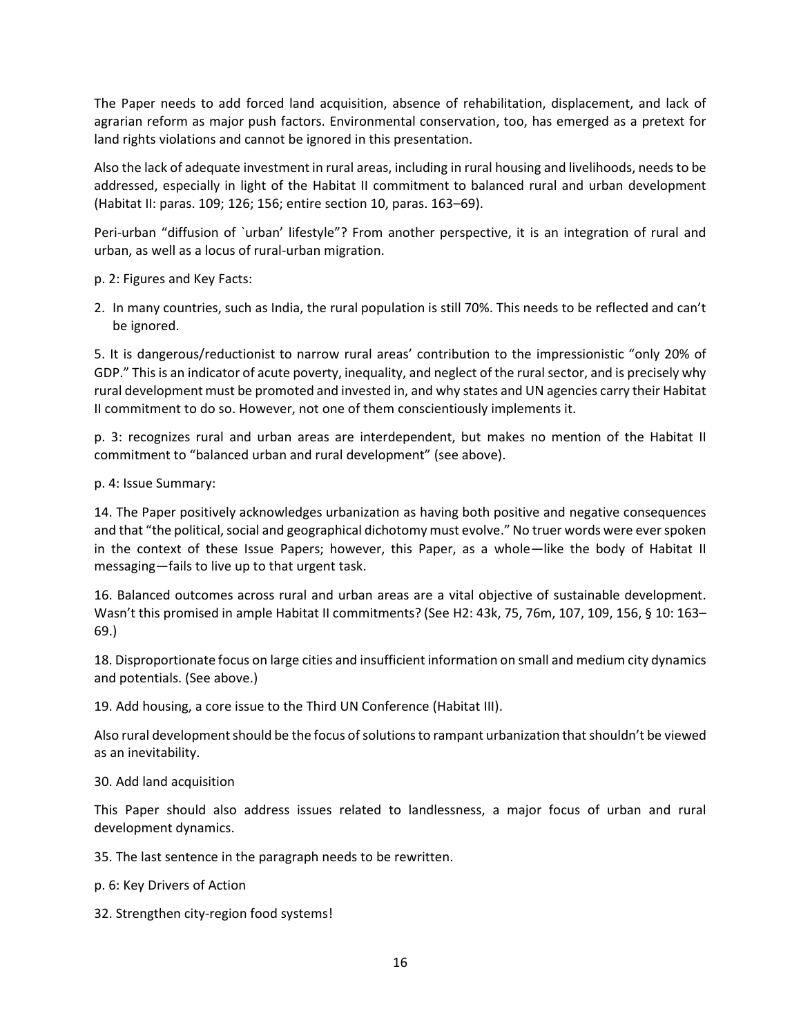The Paper needs to add forced land acquisition, absence of rehabilitation, displacement, and lack of agrarian reform as major push factors. Environmental conservation, too, has emerged as a pretext for land rights violations and cannot be ignored in this presentation.

Also the lack of adequate investment in rural areas, including in rural housing and livelihoods, needs to be addressed, especially in light of the Habitat II commitment to balanced rural and urban development (Habitat II: paras. 109; 126; 156; entire section 10, paras. 163–69).

Peri-urban "diffusion of `urban' lifestyle"? From another perspective, it is an integration of rural and urban, as well as a locus of rural-urban migration.

p. 2: Figures and Key Facts:

2. In many countries, such as India, the rural population is still 70%. This needs to be reflected and can't be ignored.

5. It is dangerous/reductionist to narrow rural areas' contribution to the impressionistic "only 20% of GDP." This is an indicator of acute poverty, inequality, and neglect of the rural sector, and is precisely why rural development must be promoted and invested in, and why states and UN agencies carry their Habitat II commitment to do so. However, not one of them conscientiously implements it.

p. 3: recognizes rural and urban areas are interdependent, but makes no mention of the Habitat II commitment to "balanced urban and rural development" (see above).

p. 4: Issue Summary:

14. The Paper positively acknowledges urbanization as having both positive and negative consequences and that "the political, social and geographical dichotomy must evolve." No truer words were ever spoken in the context of these Issue Papers; however, this Paper, as a whole—like the body of Habitat II messaging—fails to live up to that urgent task.

16. Balanced outcomes across rural and urban areas are a vital objective of sustainable development. Wasn't this promised in ample Habitat II commitments? (See H2: 43k, 75, 76m, 107, 109, 156, § 10: 163–69.)

18. Disproportionate focus on large cities and insufficient information on small and medium city dynamics and potentials. (See above.)

19. Add housing, a core issue to the Third UN Conference (Habitat III).

Also rural development should be the focus of solutions to rampant urbanization that shouldn't be viewed as an inevitability.

30. Add land acquisition

This Paper should also address issues related to landlessness, a major focus of urban and rural development dynamics.

35. The last sentence in the paragraph needs to be rewritten.

p. 6: Key Drivers of Action

32. Strengthen city-region food systems!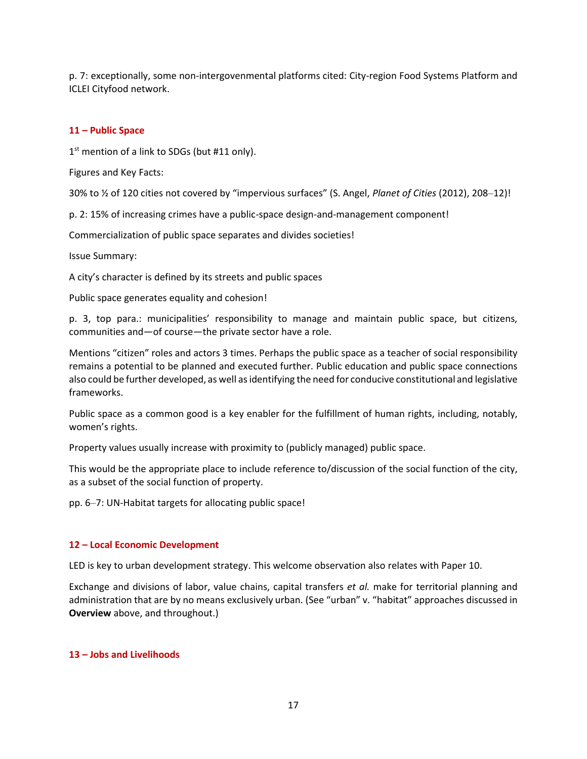p. 7: exceptionally, some non-intergovenmental platforms cited: City-region Food Systems Platform and ICLEI Cityfood network.

### 11 – Public Space

1st mention of a link to SDGs (but #11 only).

Figures and Key Facts:

30% to ½ of 120 cities not covered by "impervious surfaces" (S. Angel, *Planet of Cities* (2012), 208–12)!

p. 2: 15% of increasing crimes have a public-space design-and-management component!

Commercialization of public space separates and divides societies!

Issue Summary:

A city's character is defined by its streets and public spaces

Public space generates equality and cohesion!

p. 3, top para.: municipalities' responsibility to manage and maintain public space, but citizens, communities and—of course—the private sector have a role.

Mentions "citizen" roles and actors 3 times. Perhaps the public space as a teacher of social responsibility remains a potential to be planned and executed further. Public education and public space connections also could be further developed, as well as identifying the need for conducive constitutional and legislative frameworks.

Public space as a common good is a key enabler for the fulfillment of human rights, including, notably, women's rights.

Property values usually increase with proximity to (publicly managed) public space.

This would be the appropriate place to include reference to/discussion of the social function of the city, as a subset of the social function of property.

pp. 6–7: UN-Habitat targets for allocating public space!

### 12 – Local Economic Development

LED is key to urban development strategy. This welcome observation also relates with Paper 10.

Exchange and divisions of labor, value chains, capital transfers *et al.* make for territorial planning and administration that are by no means exclusively urban. (See "urban" v. "habitat" approaches discussed in **Overview** above, and throughout.)

### 13 – Jobs and Livelihoods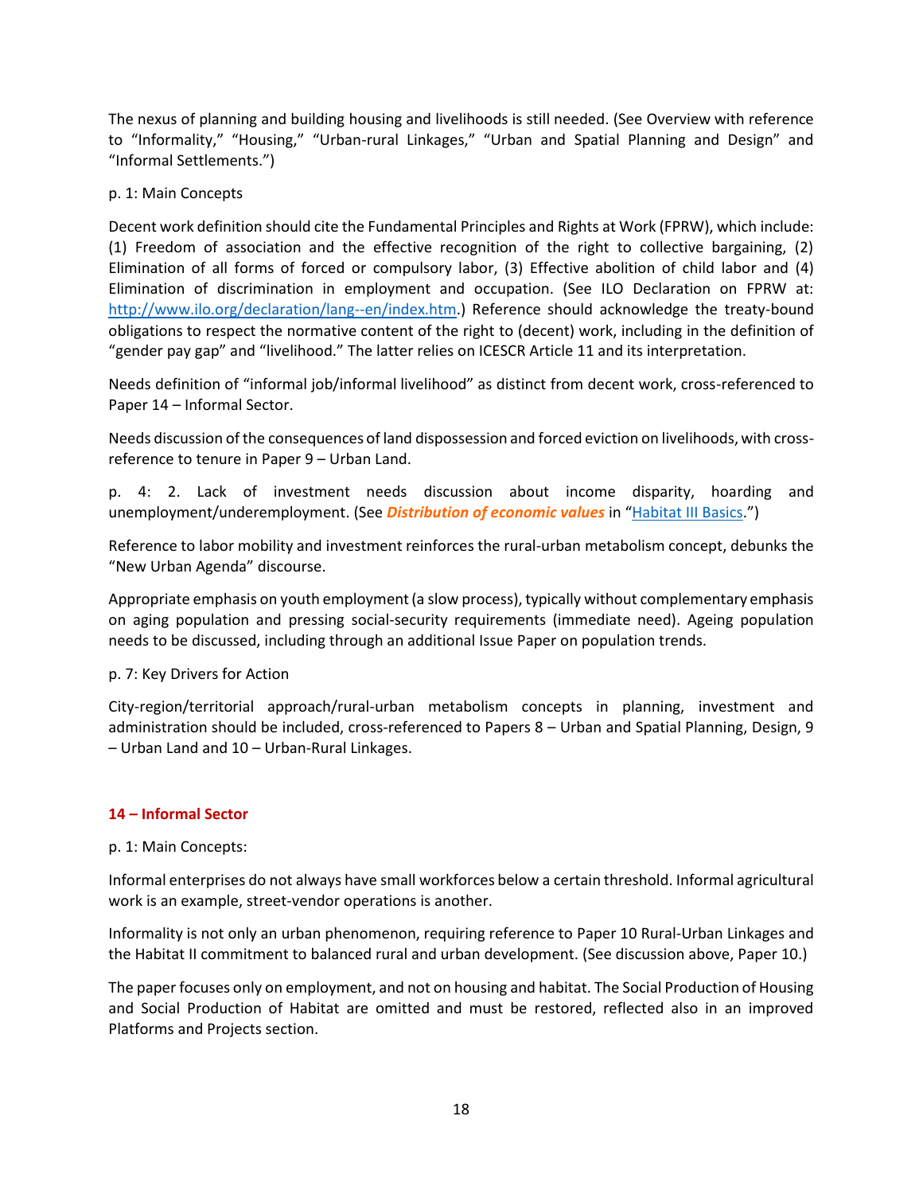The nexus of planning and building housing and livelihoods is still needed. (See Overview with reference to "Informality," "Housing," "Urban-rural Linkages," "Urban and Spatial Planning and Design" and "Informal Settlements.")

p. 1: Main Concepts

Decent work definition should cite the Fundamental Principles and Rights at Work (FPRW), which include: (1) Freedom of association and the effective recognition of the right to collective bargaining, (2) Elimination of all forms of forced or compulsory labor, (3) Effective abolition of child labor and (4) Elimination of discrimination in employment and occupation. (See ILO Declaration on FPRW at: [http://www.ilo.org/declaration/lang--en/index.htm](http://www.ilo.org/declaration/lang--en/index.htm).) Reference should acknowledge the treaty-bound obligations to respect the normative content of the right to (decent) work, including in the definition of "gender pay gap" and "livelihood." The latter relies on ICESCR Article 11 and its interpretation.

Needs definition of "informal job/informal livelihood" as distinct from decent work, cross-referenced to Paper 14 – Informal Sector.

Needs discussion of the consequences of land dispossession and forced eviction on livelihoods, with cross-reference to tenure in Paper 9 – Urban Land.

p. 4: 2. Lack of investment needs discussion about income disparity, hoarding and unemployment/underemployment. (See ***Distribution of economic values*** in "Habitat III Basics.")

Reference to labor mobility and investment reinforces the rural-urban metabolism concept, debunks the "New Urban Agenda" discourse.

Appropriate emphasis on youth employment (a slow process), typically without complementary emphasis on aging population and pressing social-security requirements (immediate need). Ageing population needs to be discussed, including through an additional Issue Paper on population trends.

p. 7: Key Drivers for Action

City-region/territorial approach/rural-urban metabolism concepts in planning, investment and administration should be included, cross-referenced to Papers 8 – Urban and Spatial Planning, Design, 9 – Urban Land and 10 – Urban-Rural Linkages.

## 14 – Informal Sector

p. 1: Main Concepts:

Informal enterprises do not always have small workforces below a certain threshold. Informal agricultural work is an example, street-vendor operations is another.

Informality is not only an urban phenomenon, requiring reference to Paper 10 Rural-Urban Linkages and the Habitat II commitment to balanced rural and urban development. (See discussion above, Paper 10.)

The paper focuses only on employment, and not on housing and habitat. The Social Production of Housing and Social Production of Habitat are omitted and must be restored, reflected also in an improved Platforms and Projects section.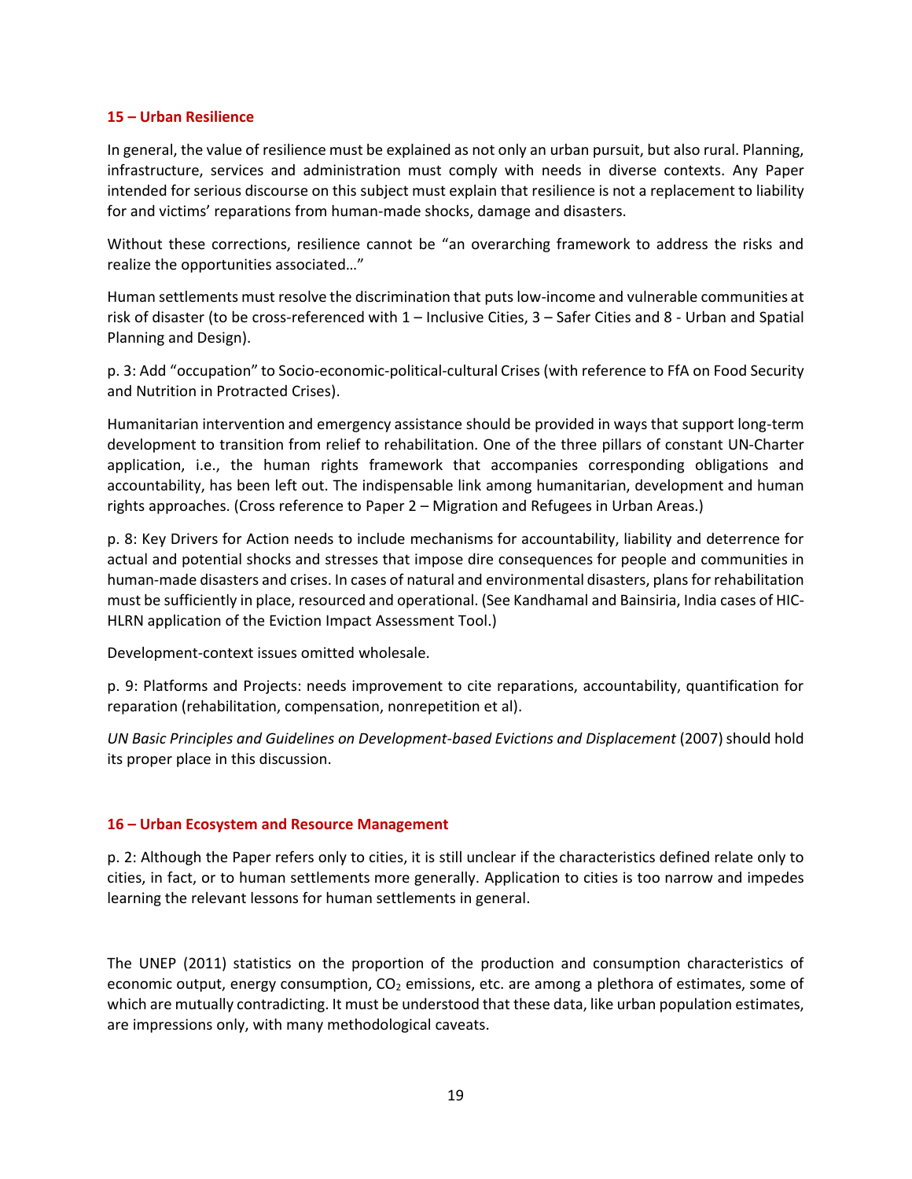### 15 – Urban Resilience

In general, the value of resilience must be explained as not only an urban pursuit, but also rural. Planning, infrastructure, services and administration must comply with needs in diverse contexts. Any Paper intended for serious discourse on this subject must explain that resilience is not a replacement to liability for and victims' reparations from human-made shocks, damage and disasters.

Without these corrections, resilience cannot be "an overarching framework to address the risks and realize the opportunities associated…"

Human settlements must resolve the discrimination that puts low-income and vulnerable communities at risk of disaster (to be cross-referenced with 1 – Inclusive Cities, 3 – Safer Cities and 8 - Urban and Spatial Planning and Design).

p. 3: Add "occupation" to Socio-economic-political-cultural Crises (with reference to FfA on Food Security and Nutrition in Protracted Crises).

Humanitarian intervention and emergency assistance should be provided in ways that support long-term development to transition from relief to rehabilitation. One of the three pillars of constant UN-Charter application, i.e., the human rights framework that accompanies corresponding obligations and accountability, has been left out. The indispensable link among humanitarian, development and human rights approaches. (Cross reference to Paper 2 – Migration and Refugees in Urban Areas.)

p. 8: Key Drivers for Action needs to include mechanisms for accountability, liability and deterrence for actual and potential shocks and stresses that impose dire consequences for people and communities in human-made disasters and crises. In cases of natural and environmental disasters, plans for rehabilitation must be sufficiently in place, resourced and operational. (See Kandhamal and Bainsiria, India cases of HIC-HLRN application of the Eviction Impact Assessment Tool.)

Development-context issues omitted wholesale.

p. 9: Platforms and Projects: needs improvement to cite reparations, accountability, quantification for reparation (rehabilitation, compensation, nonrepetition et al).

*UN Basic Principles and Guidelines on Development-based Evictions and Displacement* (2007) should hold its proper place in this discussion.

### 16 – Urban Ecosystem and Resource Management

p. 2: Although the Paper refers only to cities, it is still unclear if the characteristics defined relate only to cities, in fact, or to human settlements more generally. Application to cities is too narrow and impedes learning the relevant lessons for human settlements in general.

The UNEP (2011) statistics on the proportion of the production and consumption characteristics of economic output, energy consumption, $CO_2$ emissions, etc. are among a plethora of estimates, some of which are mutually contradicting. It must be understood that these data, like urban population estimates, are impressions only, with many methodological caveats.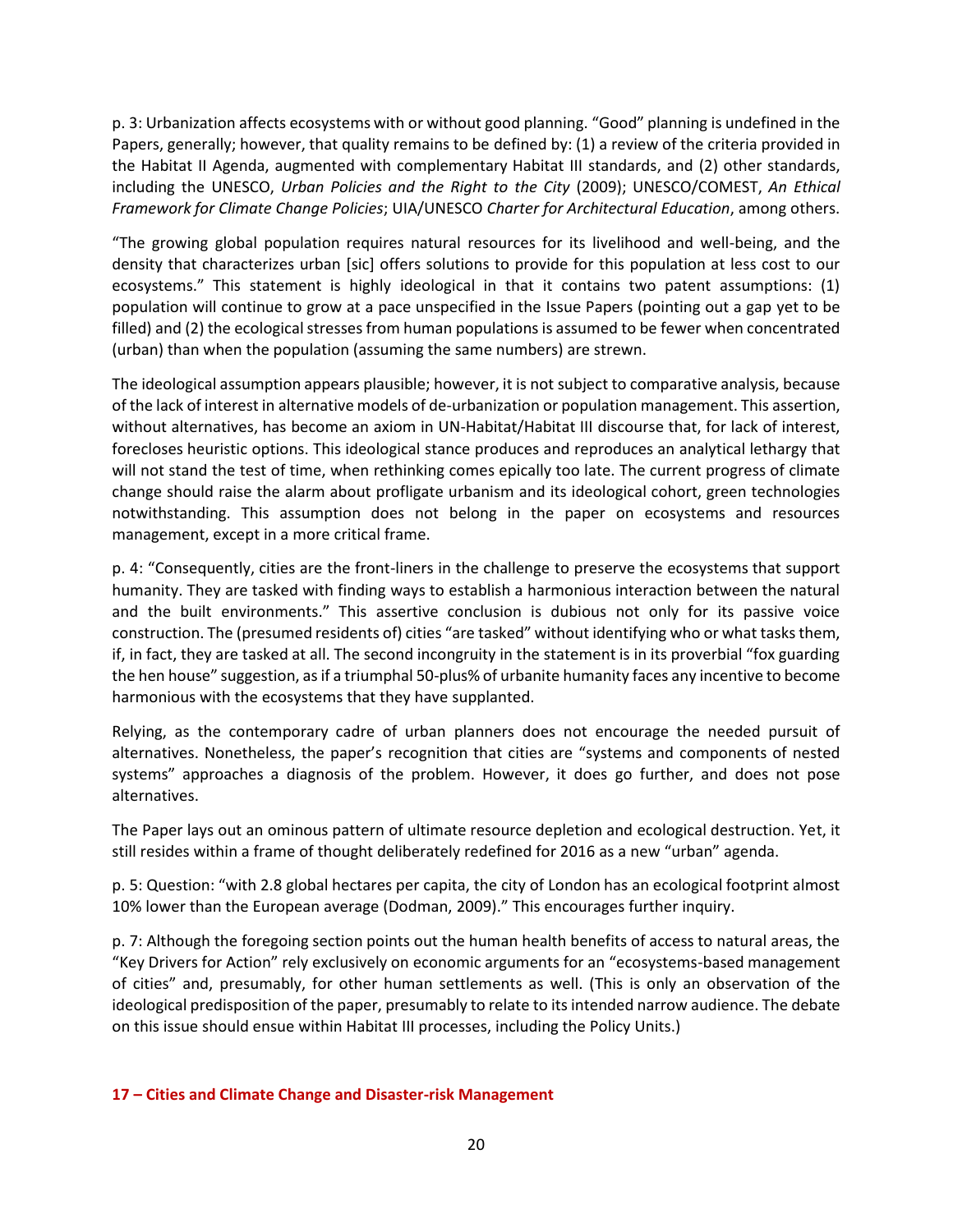p. 3: Urbanization affects ecosystems with or without good planning. “Good” planning is undefined in the Papers, generally; however, that quality remains to be defined by: (1) a review of the criteria provided in the Habitat II Agenda, augmented with complementary Habitat III standards, and (2) other standards, including the UNESCO, *Urban Policies and the Right to the City* (2009); UNESCO/COMEST, *An Ethical Framework for Climate Change Policies*; UIA/UNESCO *Charter for Architectural Education*, among others.

“The growing global population requires natural resources for its livelihood and well-being, and the density that characterizes urban [sic] offers solutions to provide for this population at less cost to our ecosystems.” This statement is highly ideological in that it contains two patent assumptions: (1) population will continue to grow at a pace unspecified in the Issue Papers (pointing out a gap yet to be filled) and (2) the ecological stresses from human populations is assumed to be fewer when concentrated (urban) than when the population (assuming the same numbers) are strewn.

The ideological assumption appears plausible; however, it is not subject to comparative analysis, because of the lack of interest in alternative models of de-urbanization or population management. This assertion, without alternatives, has become an axiom in UN-Habitat/Habitat III discourse that, for lack of interest, forecloses heuristic options. This ideological stance produces and reproduces an analytical lethargy that will not stand the test of time, when rethinking comes epically too late. The current progress of climate change should raise the alarm about profligate urbanism and its ideological cohort, green technologies notwithstanding. This assumption does not belong in the paper on ecosystems and resources management, except in a more critical frame.

p. 4: “Consequently, cities are the front-liners in the challenge to preserve the ecosystems that support humanity. They are tasked with finding ways to establish a harmonious interaction between the natural and the built environments.” This assertive conclusion is dubious not only for its passive voice construction. The (presumed residents of) cities “are tasked” without identifying who or what tasks them, if, in fact, they are tasked at all. The second incongruity in the statement is in its proverbial “fox guarding the hen house” suggestion, as if a triumphal 50-plus% of urbanite humanity faces any incentive to become harmonious with the ecosystems that they have supplanted.

Relying, as the contemporary cadre of urban planners does not encourage the needed pursuit of alternatives. Nonetheless, the paper’s recognition that cities are “systems and components of nested systems” approaches a diagnosis of the problem. However, it does go further, and does not pose alternatives.

The Paper lays out an ominous pattern of ultimate resource depletion and ecological destruction. Yet, it still resides within a frame of thought deliberately redefined for 2016 as a new “urban” agenda.

p. 5: Question: “with 2.8 global hectares per capita, the city of London has an ecological footprint almost 10% lower than the European average (Dodman, 2009).” This encourages further inquiry.

p. 7: Although the foregoing section points out the human health benefits of access to natural areas, the “Key Drivers for Action” rely exclusively on economic arguments for an “ecosystems-based management of cities” and, presumably, for other human settlements as well. (This is only an observation of the ideological predisposition of the paper, presumably to relate to its intended narrow audience. The debate on this issue should ensue within Habitat III processes, including the Policy Units.)

### 17 – Cities and Climate Change and Disaster-risk Management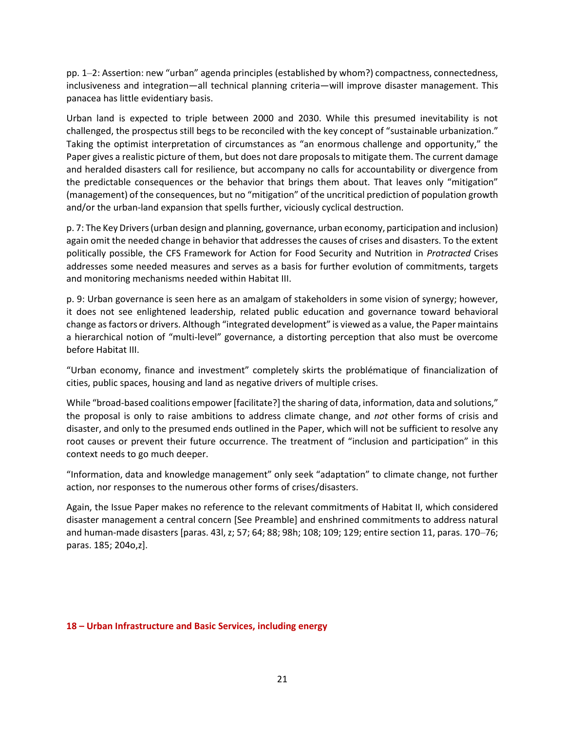pp. 1–2: Assertion: new "urban" agenda principles (established by whom?) compactness, connectedness, inclusiveness and integration—all technical planning criteria—will improve disaster management. This panacea has little evidentiary basis.

Urban land is expected to triple between 2000 and 2030. While this presumed inevitability is not challenged, the prospectus still begs to be reconciled with the key concept of "sustainable urbanization." Taking the optimist interpretation of circumstances as "an enormous challenge and opportunity," the Paper gives a realistic picture of them, but does not dare proposals to mitigate them. The current damage and heralded disasters call for resilience, but accompany no calls for accountability or divergence from the predictable consequences or the behavior that brings them about. That leaves only "mitigation" (management) of the consequences, but no "mitigation" of the uncritical prediction of population growth and/or the urban-land expansion that spells further, viciously cyclical destruction.

p. 7: The Key Drivers (urban design and planning, governance, urban economy, participation and inclusion) again omit the needed change in behavior that addresses the causes of crises and disasters. To the extent politically possible, the CFS Framework for Action for Food Security and Nutrition in *Protracted* Crises addresses some needed measures and serves as a basis for further evolution of commitments, targets and monitoring mechanisms needed within Habitat III.

p. 9: Urban governance is seen here as an amalgam of stakeholders in some vision of synergy; however, it does not see enlightened leadership, related public education and governance toward behavioral change as factors or drivers. Although "integrated development" is viewed as a value, the Paper maintains a hierarchical notion of "multi-level" governance, a distorting perception that also must be overcome before Habitat III.

"Urban economy, finance and investment" completely skirts the problématique of financialization of cities, public spaces, housing and land as negative drivers of multiple crises.

While "broad-based coalitions empower [facilitate?] the sharing of data, information, data and solutions," the proposal is only to raise ambitions to address climate change, and *not* other forms of crisis and disaster, and only to the presumed ends outlined in the Paper, which will not be sufficient to resolve any root causes or prevent their future occurrence. The treatment of "inclusion and participation" in this context needs to go much deeper.

"Information, data and knowledge management" only seek "adaptation" to climate change, not further action, nor responses to the numerous other forms of crises/disasters.

Again, the Issue Paper makes no reference to the relevant commitments of Habitat II, which considered disaster management a central concern [See Preamble] and enshrined commitments to address natural and human-made disasters [paras. 43l, z; 57; 64; 88; 98h; 108; 109; 129; entire section 11, paras. 170–76; paras. 185; 204o,z].

## 18 – Urban Infrastructure and Basic Services, including energy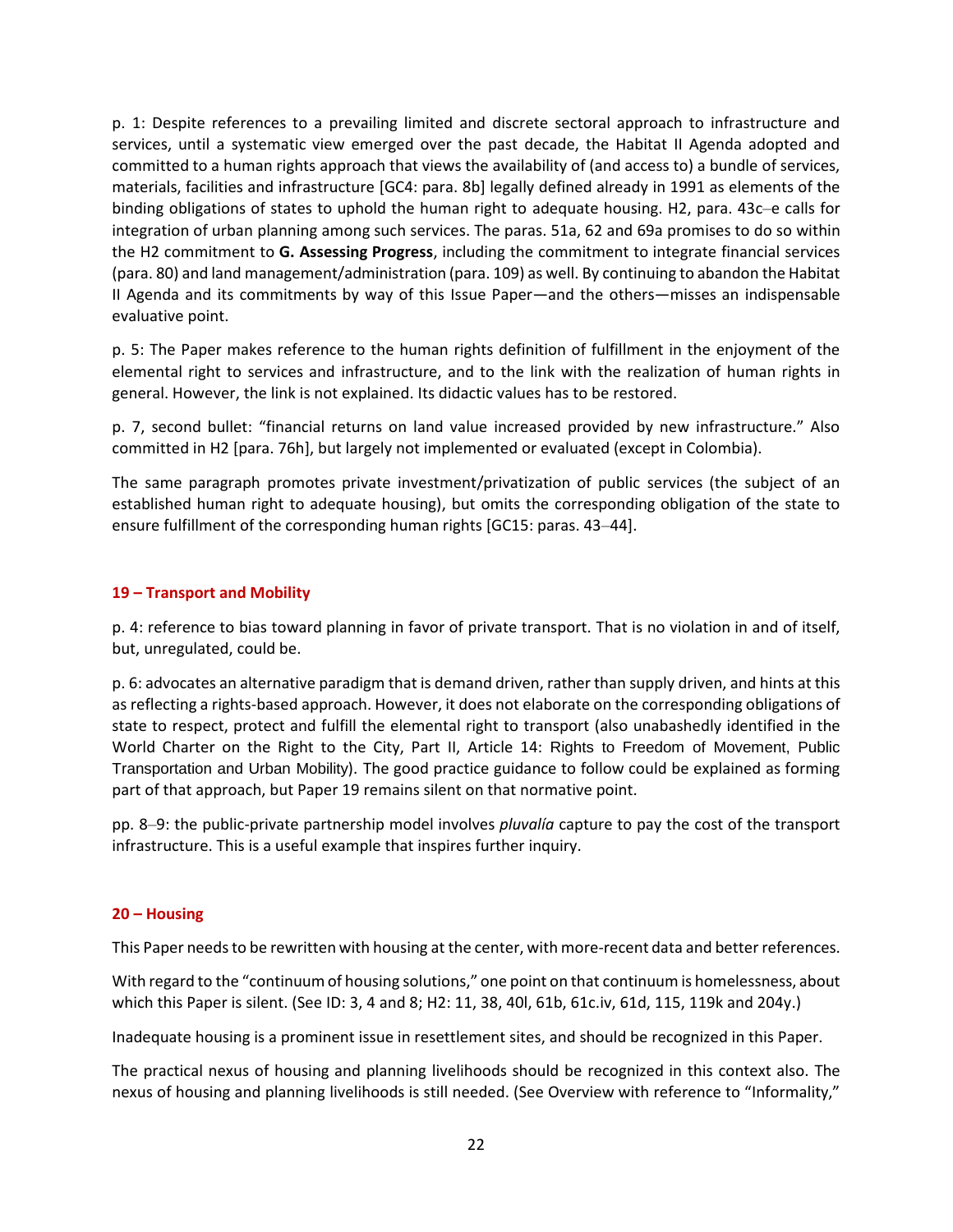p. 1: Despite references to a prevailing limited and discrete sectoral approach to infrastructure and services, until a systematic view emerged over the past decade, the Habitat II Agenda adopted and committed to a human rights approach that views the availability of (and access to) a bundle of services, materials, facilities and infrastructure [GC4: para. 8b] legally defined already in 1991 as elements of the binding obligations of states to uphold the human right to adequate housing. H2, para. 43c–e calls for integration of urban planning among such services. The paras. 51a, 62 and 69a promises to do so within the H2 commitment to **G. Assessing Progress**, including the commitment to integrate financial services (para. 80) and land management/administration (para. 109) as well. By continuing to abandon the Habitat II Agenda and its commitments by way of this Issue Paper—and the others—misses an indispensable evaluative point.

p. 5: The Paper makes reference to the human rights definition of fulfillment in the enjoyment of the elemental right to services and infrastructure, and to the link with the realization of human rights in general. However, the link is not explained. Its didactic values has to be restored.

p. 7, second bullet: "financial returns on land value increased provided by new infrastructure." Also committed in H2 [para. 76h], but largely not implemented or evaluated (except in Colombia).

The same paragraph promotes private investment/privatization of public services (the subject of an established human right to adequate housing), but omits the corresponding obligation of the state to ensure fulfillment of the corresponding human rights [GC15: paras. 43–44].

### 19 – Transport and Mobility

p. 4: reference to bias toward planning in favor of private transport. That is no violation in and of itself, but, unregulated, could be.

p. 6: advocates an alternative paradigm that is demand driven, rather than supply driven, and hints at this as reflecting a rights-based approach. However, it does not elaborate on the corresponding obligations of state to respect, protect and fulfill the elemental right to transport (also unabashedly identified in the World Charter on the Right to the City, Part II, Article 14: Rights to Freedom of Movement, Public Transportation and Urban Mobility). The good practice guidance to follow could be explained as forming part of that approach, but Paper 19 remains silent on that normative point.

pp. 8–9: the public-private partnership model involves *pluvalía* capture to pay the cost of the transport infrastructure. This is a useful example that inspires further inquiry.

### 20 – Housing

This Paper needs to be rewritten with housing at the center, with more-recent data and better references.

With regard to the "continuum of housing solutions," one point on that continuum is homelessness, about which this Paper is silent. (See ID: 3, 4 and 8; H2: 11, 38, 40l, 61b, 61c.iv, 61d, 115, 119k and 204y.)

Inadequate housing is a prominent issue in resettlement sites, and should be recognized in this Paper.

The practical nexus of housing and planning livelihoods should be recognized in this context also. The nexus of housing and planning livelihoods is still needed. (See Overview with reference to "Informality,"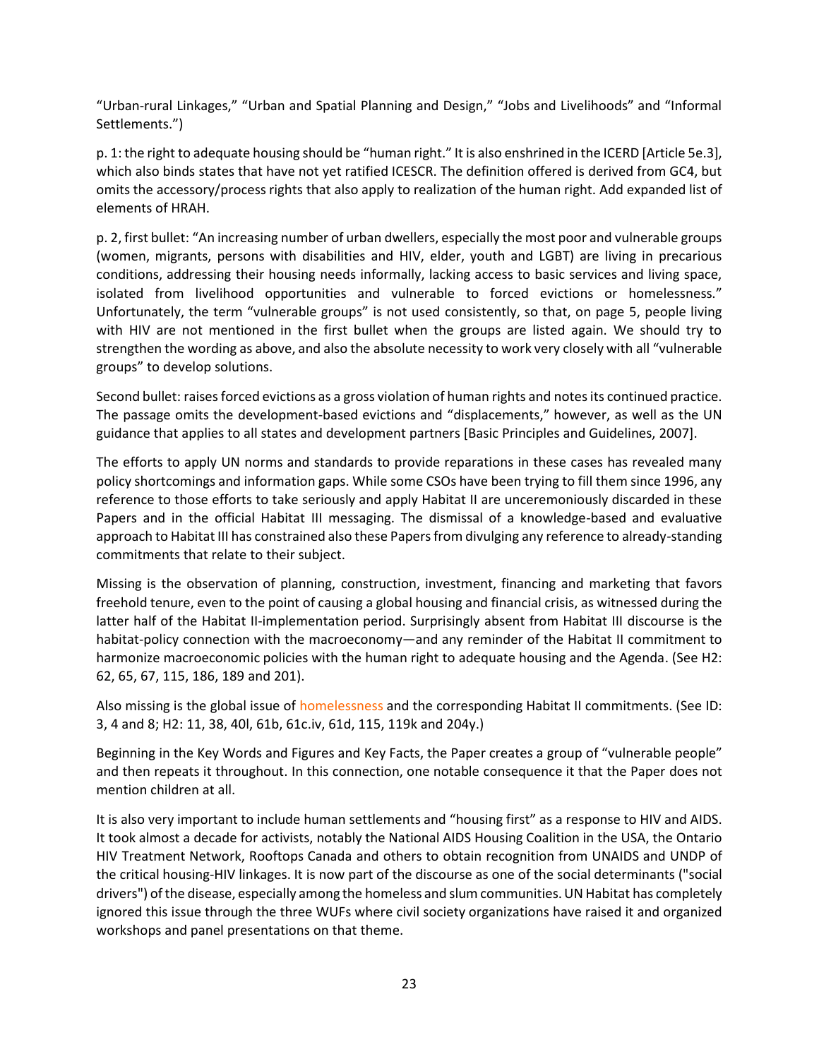"Urban-rural Linkages," "Urban and Spatial Planning and Design," "Jobs and Livelihoods" and "Informal Settlements.")

p. 1: the right to adequate housing should be "human right." It is also enshrined in the ICERD [Article 5e.3], which also binds states that have not yet ratified ICESCR. The definition offered is derived from GC4, but omits the accessory/process rights that also apply to realization of the human right. Add expanded list of elements of HRAH.

p. 2, first bullet: "An increasing number of urban dwellers, especially the most poor and vulnerable groups (women, migrants, persons with disabilities and HIV, elder, youth and LGBT) are living in precarious conditions, addressing their housing needs informally, lacking access to basic services and living space, isolated from livelihood opportunities and vulnerable to forced evictions or homelessness." Unfortunately, the term "vulnerable groups" is not used consistently, so that, on page 5, people living with HIV are not mentioned in the first bullet when the groups are listed again. We should try to strengthen the wording as above, and also the absolute necessity to work very closely with all "vulnerable groups" to develop solutions.

Second bullet: raises forced evictions as a gross violation of human rights and notes its continued practice. The passage omits the development-based evictions and "displacements," however, as well as the UN guidance that applies to all states and development partners [Basic Principles and Guidelines, 2007].

The efforts to apply UN norms and standards to provide reparations in these cases has revealed many policy shortcomings and information gaps. While some CSOs have been trying to fill them since 1996, any reference to those efforts to take seriously and apply Habitat II are unceremoniously discarded in these Papers and in the official Habitat III messaging. The dismissal of a knowledge-based and evaluative approach to Habitat III has constrained also these Papers from divulging any reference to already-standing commitments that relate to their subject.

Missing is the observation of planning, construction, investment, financing and marketing that favors freehold tenure, even to the point of causing a global housing and financial crisis, as witnessed during the latter half of the Habitat II-implementation period. Surprisingly absent from Habitat III discourse is the habitat-policy connection with the macroeconomy—and any reminder of the Habitat II commitment to harmonize macroeconomic policies with the human right to adequate housing and the Agenda. (See H2: 62, 65, 67, 115, 186, 189 and 201).

Also missing is the global issue of homelessness and the corresponding Habitat II commitments. (See ID: 3, 4 and 8; H2: 11, 38, 40l, 61b, 61c.iv, 61d, 115, 119k and 204y.)

Beginning in the Key Words and Figures and Key Facts, the Paper creates a group of "vulnerable people" and then repeats it throughout. In this connection, one notable consequence it that the Paper does not mention children at all.

It is also very important to include human settlements and "housing first" as a response to HIV and AIDS. It took almost a decade for activists, notably the National AIDS Housing Coalition in the USA, the Ontario HIV Treatment Network, Rooftops Canada and others to obtain recognition from UNAIDS and UNDP of the critical housing-HIV linkages. It is now part of the discourse as one of the social determinants ("social drivers") of the disease, especially among the homeless and slum communities. UN Habitat has completely ignored this issue through the three WUFs where civil society organizations have raised it and organized workshops and panel presentations on that theme.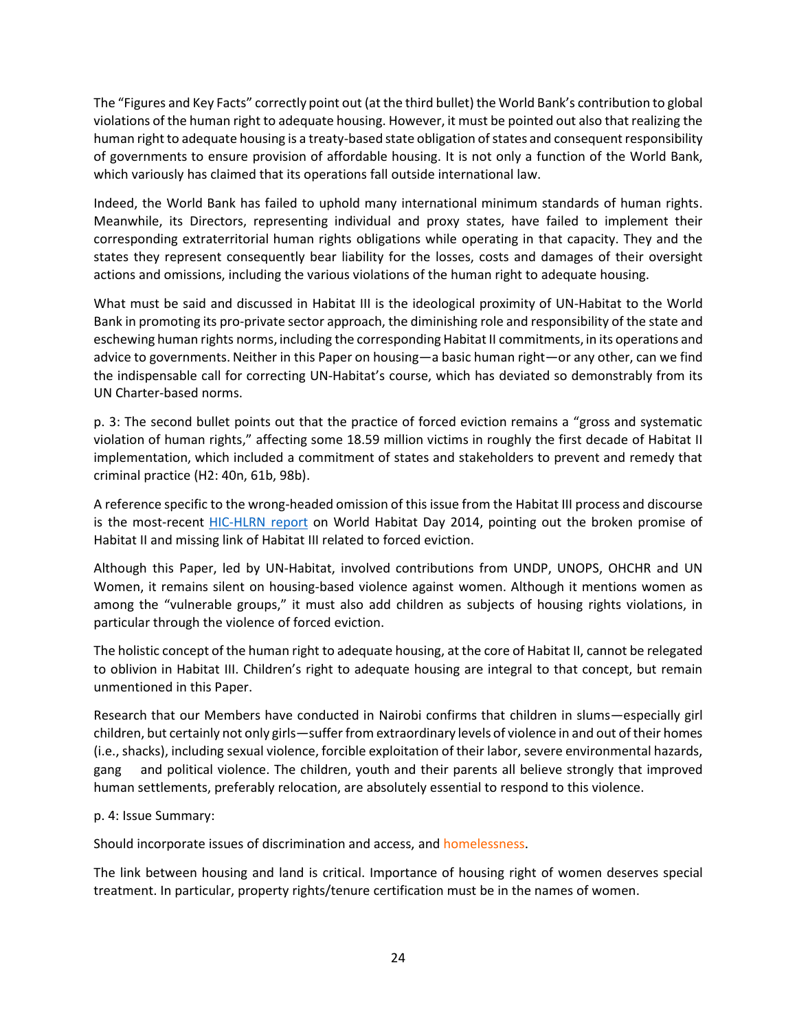The "Figures and Key Facts" correctly point out (at the third bullet) the World Bank's contribution to global violations of the human right to adequate housing. However, it must be pointed out also that realizing the human right to adequate housing is a treaty-based state obligation of states and consequent responsibility of governments to ensure provision of affordable housing. It is not only a function of the World Bank, which variously has claimed that its operations fall outside international law.

Indeed, the World Bank has failed to uphold many international minimum standards of human rights. Meanwhile, its Directors, representing individual and proxy states, have failed to implement their corresponding extraterritorial human rights obligations while operating in that capacity. They and the states they represent consequently bear liability for the losses, costs and damages of their oversight actions and omissions, including the various violations of the human right to adequate housing.

What must be said and discussed in Habitat III is the ideological proximity of UN-Habitat to the World Bank in promoting its pro-private sector approach, the diminishing role and responsibility of the state and eschewing human rights norms, including the corresponding Habitat II commitments, in its operations and advice to governments. Neither in this Paper on housing—a basic human right—or any other, can we find the indispensable call for correcting UN-Habitat's course, which has deviated so demonstrably from its UN Charter-based norms.

p. 3: The second bullet points out that the practice of forced eviction remains a "gross and systematic violation of human rights," affecting some 18.59 million victims in roughly the first decade of Habitat II implementation, which included a commitment of states and stakeholders to prevent and remedy that criminal practice (H2: 40n, 61b, 98b).

A reference specific to the wrong-headed omission of this issue from the Habitat III process and discourse is the most-recent HIC-HLRN report on World Habitat Day 2014, pointing out the broken promise of Habitat II and missing link of Habitat III related to forced eviction.

Although this Paper, led by UN-Habitat, involved contributions from UNDP, UNOPS, OHCHR and UN Women, it remains silent on housing-based violence against women. Although it mentions women as among the "vulnerable groups," it must also add children as subjects of housing rights violations, in particular through the violence of forced eviction.

The holistic concept of the human right to adequate housing, at the core of Habitat II, cannot be relegated to oblivion in Habitat III. Children's right to adequate housing are integral to that concept, but remain unmentioned in this Paper.

Research that our Members have conducted in Nairobi confirms that children in slums—especially girl children, but certainly not only girls—suffer from extraordinary levels of violence in and out of their homes (i.e., shacks), including sexual violence, forcible exploitation of their labor, severe environmental hazards, gang and political violence. The children, youth and their parents all believe strongly that improved human settlements, preferably relocation, are absolutely essential to respond to this violence.

p. 4: Issue Summary:

Should incorporate issues of discrimination and access, and homelessness.

The link between housing and land is critical. Importance of housing right of women deserves special treatment. In particular, property rights/tenure certification must be in the names of women.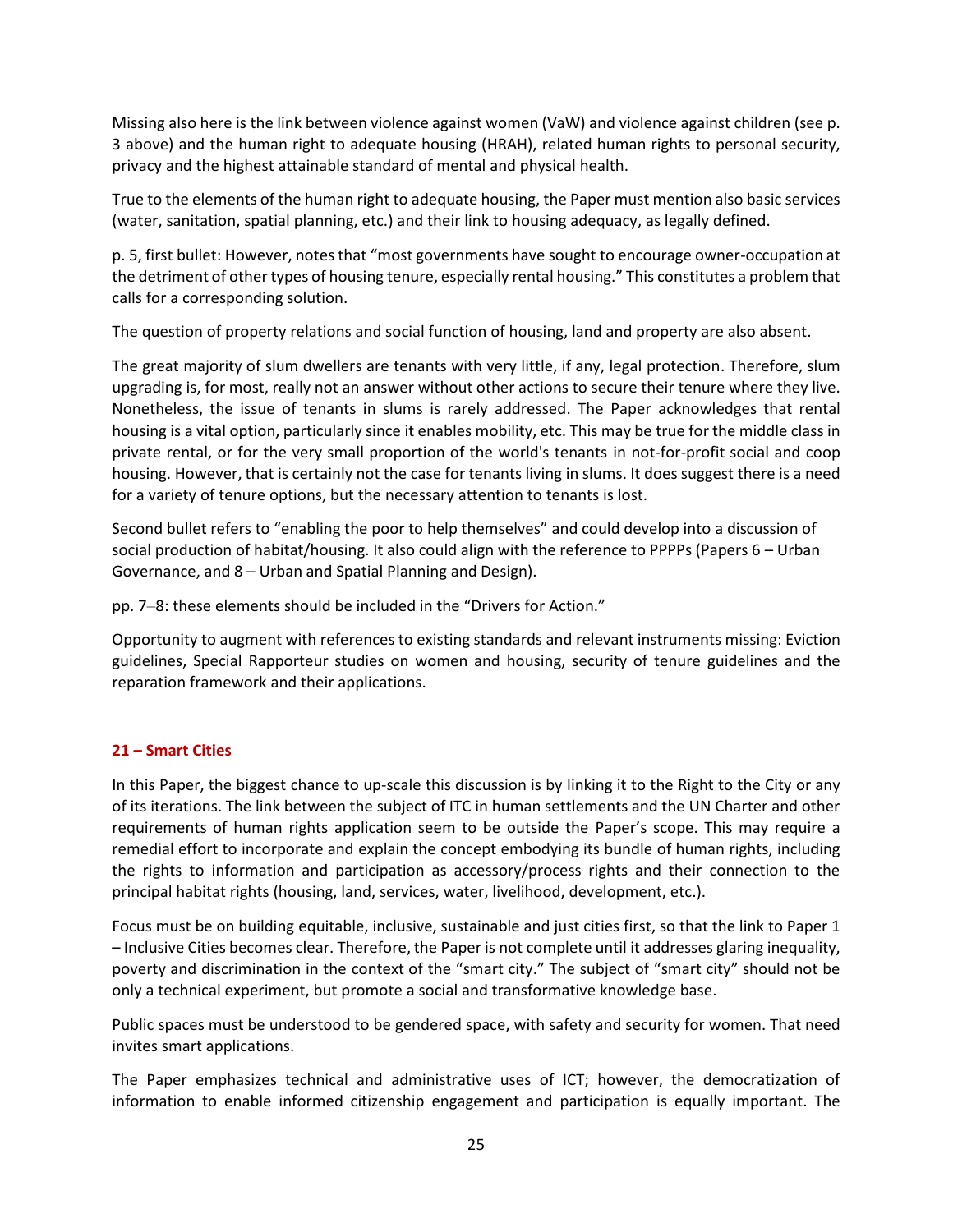Missing also here is the link between violence against women (VaW) and violence against children (see p. 3 above) and the human right to adequate housing (HRAH), related human rights to personal security, privacy and the highest attainable standard of mental and physical health.

True to the elements of the human right to adequate housing, the Paper must mention also basic services (water, sanitation, spatial planning, etc.) and their link to housing adequacy, as legally defined.

p. 5, first bullet: However, notes that "most governments have sought to encourage owner-occupation at the detriment of other types of housing tenure, especially rental housing." This constitutes a problem that calls for a corresponding solution.

The question of property relations and social function of housing, land and property are also absent.

The great majority of slum dwellers are tenants with very little, if any, legal protection. Therefore, slum upgrading is, for most, really not an answer without other actions to secure their tenure where they live. Nonetheless, the issue of tenants in slums is rarely addressed. The Paper acknowledges that rental housing is a vital option, particularly since it enables mobility, etc. This may be true for the middle class in private rental, or for the very small proportion of the world's tenants in not-for-profit social and coop housing. However, that is certainly not the case for tenants living in slums. It does suggest there is a need for a variety of tenure options, but the necessary attention to tenants is lost.

Second bullet refers to "enabling the poor to help themselves" and could develop into a discussion of social production of habitat/housing. It also could align with the reference to PPPPs (Papers 6 – Urban Governance, and 8 – Urban and Spatial Planning and Design).

pp. 7–8: these elements should be included in the "Drivers for Action."

Opportunity to augment with references to existing standards and relevant instruments missing: Eviction guidelines, Special Rapporteur studies on women and housing, security of tenure guidelines and the reparation framework and their applications.

### 21 – Smart Cities

In this Paper, the biggest chance to up-scale this discussion is by linking it to the Right to the City or any of its iterations. The link between the subject of ITC in human settlements and the UN Charter and other requirements of human rights application seem to be outside the Paper's scope. This may require a remedial effort to incorporate and explain the concept embodying its bundle of human rights, including the rights to information and participation as accessory/process rights and their connection to the principal habitat rights (housing, land, services, water, livelihood, development, etc.).

Focus must be on building equitable, inclusive, sustainable and just cities first, so that the link to Paper 1 – Inclusive Cities becomes clear. Therefore, the Paper is not complete until it addresses glaring inequality, poverty and discrimination in the context of the "smart city." The subject of "smart city" should not be only a technical experiment, but promote a social and transformative knowledge base.

Public spaces must be understood to be gendered space, with safety and security for women. That need invites smart applications.

The Paper emphasizes technical and administrative uses of ICT; however, the democratization of information to enable informed citizenship engagement and participation is equally important. The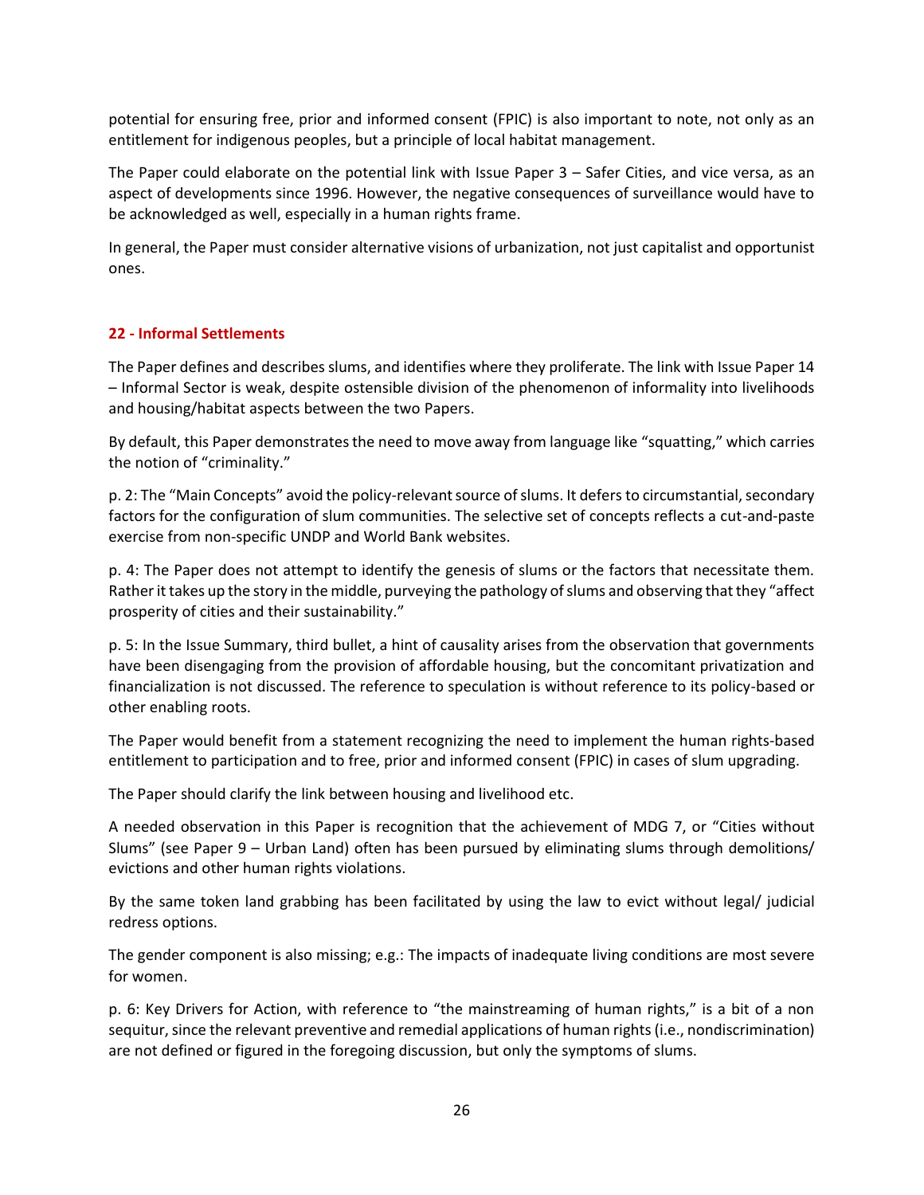potential for ensuring free, prior and informed consent (FPIC) is also important to note, not only as an entitlement for indigenous peoples, but a principle of local habitat management.

The Paper could elaborate on the potential link with Issue Paper 3 – Safer Cities, and vice versa, as an aspect of developments since 1996. However, the negative consequences of surveillance would have to be acknowledged as well, especially in a human rights frame.

In general, the Paper must consider alternative visions of urbanization, not just capitalist and opportunist ones.

### 22 - Informal Settlements

The Paper defines and describes slums, and identifies where they proliferate. The link with Issue Paper 14 – Informal Sector is weak, despite ostensible division of the phenomenon of informality into livelihoods and housing/habitat aspects between the two Papers.

By default, this Paper demonstrates the need to move away from language like "squatting," which carries the notion of "criminality."

p. 2: The "Main Concepts" avoid the policy-relevant source of slums. It defers to circumstantial, secondary factors for the configuration of slum communities. The selective set of concepts reflects a cut-and-paste exercise from non-specific UNDP and World Bank websites.

p. 4: The Paper does not attempt to identify the genesis of slums or the factors that necessitate them. Rather it takes up the story in the middle, purveying the pathology of slums and observing that they "affect prosperity of cities and their sustainability."

p. 5: In the Issue Summary, third bullet, a hint of causality arises from the observation that governments have been disengaging from the provision of affordable housing, but the concomitant privatization and financialization is not discussed. The reference to speculation is without reference to its policy-based or other enabling roots.

The Paper would benefit from a statement recognizing the need to implement the human rights-based entitlement to participation and to free, prior and informed consent (FPIC) in cases of slum upgrading.

The Paper should clarify the link between housing and livelihood etc.

A needed observation in this Paper is recognition that the achievement of MDG 7, or "Cities without Slums" (see Paper 9 – Urban Land) often has been pursued by eliminating slums through demolitions/ evictions and other human rights violations.

By the same token land grabbing has been facilitated by using the law to evict without legal/ judicial redress options.

The gender component is also missing; e.g.: The impacts of inadequate living conditions are most severe for women.

p. 6: Key Drivers for Action, with reference to "the mainstreaming of human rights," is a bit of a non sequitur, since the relevant preventive and remedial applications of human rights (i.e., nondiscrimination) are not defined or figured in the foregoing discussion, but only the symptoms of slums.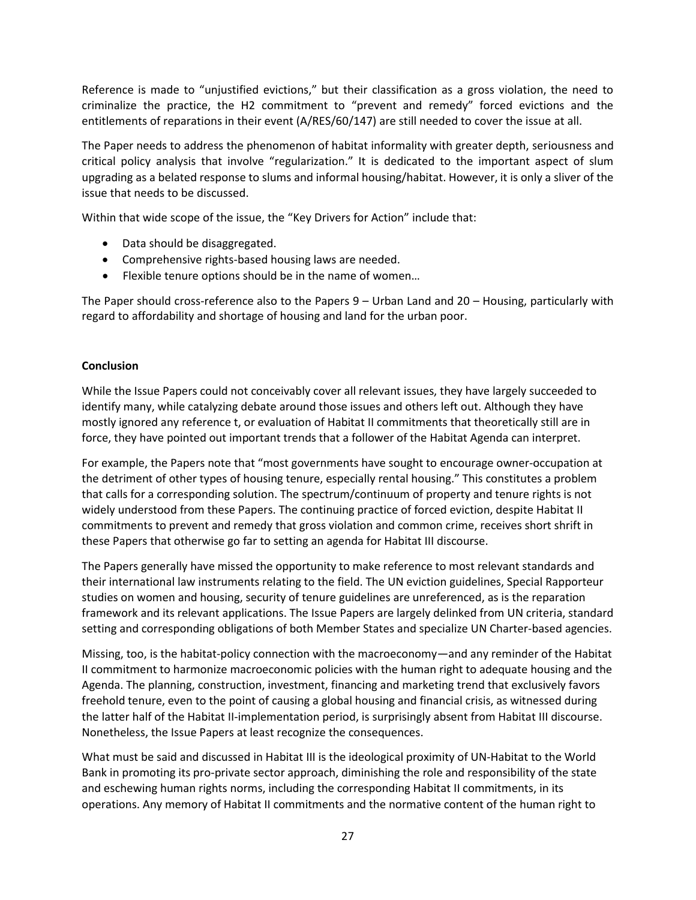Reference is made to "unjustified evictions," but their classification as a gross violation, the need to criminalize the practice, the H2 commitment to "prevent and remedy" forced evictions and the entitlements of reparations in their event (A/RES/60/147) are still needed to cover the issue at all.

The Paper needs to address the phenomenon of habitat informality with greater depth, seriousness and critical policy analysis that involve "regularization." It is dedicated to the important aspect of slum upgrading as a belated response to slums and informal housing/habitat. However, it is only a sliver of the issue that needs to be discussed.

Within that wide scope of the issue, the "Key Drivers for Action" include that:

- Data should be disaggregated.
- Comprehensive rights-based housing laws are needed.
- Flexible tenure options should be in the name of women…

The Paper should cross-reference also to the Papers 9 – Urban Land and 20 – Housing, particularly with regard to affordability and shortage of housing and land for the urban poor.

**Conclusion**

While the Issue Papers could not conceivably cover all relevant issues, they have largely succeeded to identify many, while catalyzing debate around those issues and others left out. Although they have mostly ignored any reference t, or evaluation of Habitat II commitments that theoretically still are in force, they have pointed out important trends that a follower of the Habitat Agenda can interpret.

For example, the Papers note that "most governments have sought to encourage owner-occupation at the detriment of other types of housing tenure, especially rental housing." This constitutes a problem that calls for a corresponding solution. The spectrum/continuum of property and tenure rights is not widely understood from these Papers. The continuing practice of forced eviction, despite Habitat II commitments to prevent and remedy that gross violation and common crime, receives short shrift in these Papers that otherwise go far to setting an agenda for Habitat III discourse.

The Papers generally have missed the opportunity to make reference to most relevant standards and their international law instruments relating to the field. The UN eviction guidelines, Special Rapporteur studies on women and housing, security of tenure guidelines are unreferenced, as is the reparation framework and its relevant applications. The Issue Papers are largely delinked from UN criteria, standard setting and corresponding obligations of both Member States and specialize UN Charter-based agencies.

Missing, too, is the habitat-policy connection with the macroeconomy—and any reminder of the Habitat II commitment to harmonize macroeconomic policies with the human right to adequate housing and the Agenda. The planning, construction, investment, financing and marketing trend that exclusively favors freehold tenure, even to the point of causing a global housing and financial crisis, as witnessed during the latter half of the Habitat II-implementation period, is surprisingly absent from Habitat III discourse. Nonetheless, the Issue Papers at least recognize the consequences.

What must be said and discussed in Habitat III is the ideological proximity of UN-Habitat to the World Bank in promoting its pro-private sector approach, diminishing the role and responsibility of the state and eschewing human rights norms, including the corresponding Habitat II commitments, in its operations. Any memory of Habitat II commitments and the normative content of the human right to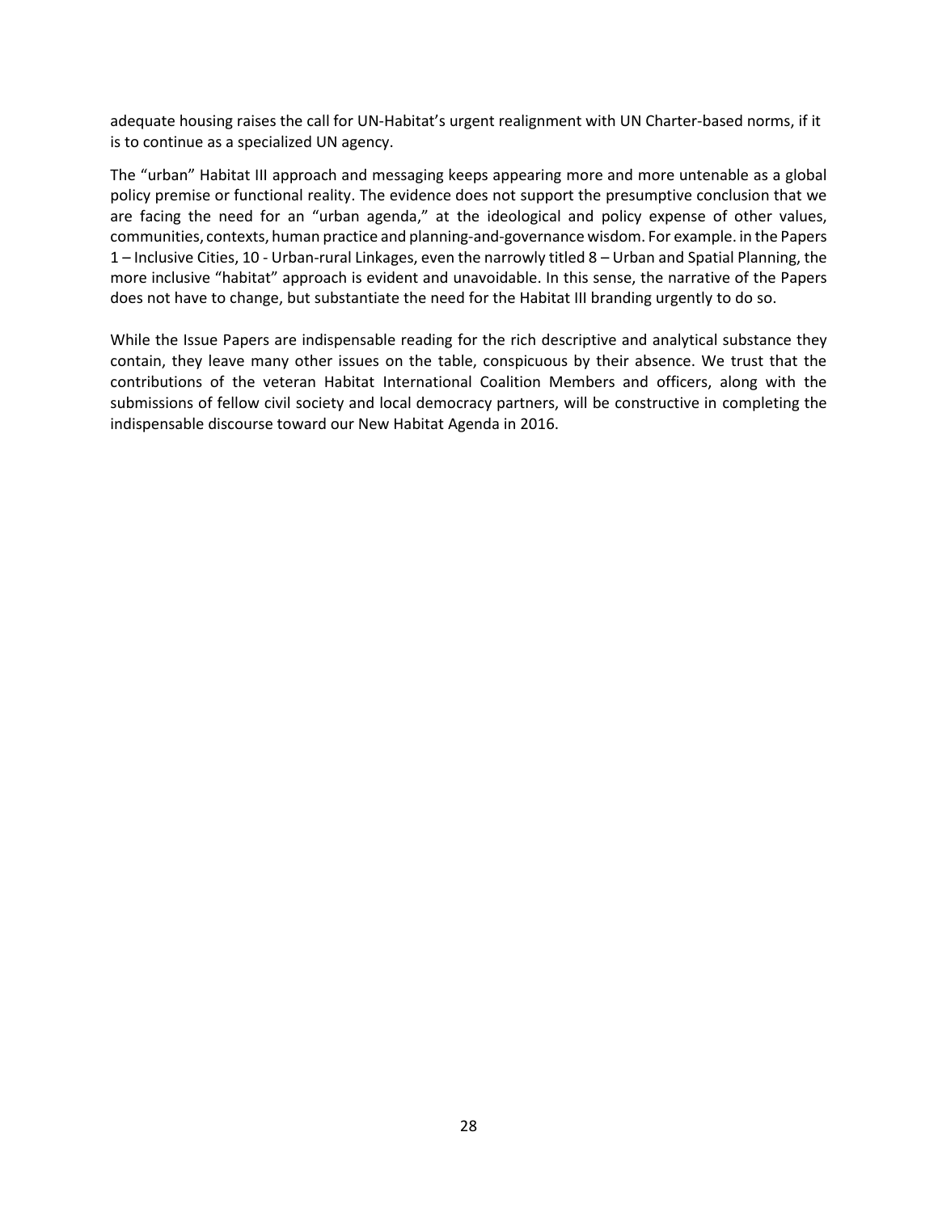adequate housing raises the call for UN-Habitat's urgent realignment with UN Charter-based norms, if it is to continue as a specialized UN agency.

The "urban" Habitat III approach and messaging keeps appearing more and more untenable as a global policy premise or functional reality. The evidence does not support the presumptive conclusion that we are facing the need for an "urban agenda," at the ideological and policy expense of other values, communities, contexts, human practice and planning-and-governance wisdom. For example. in the Papers 1 – Inclusive Cities, 10 - Urban-rural Linkages, even the narrowly titled 8 – Urban and Spatial Planning, the more inclusive "habitat" approach is evident and unavoidable. In this sense, the narrative of the Papers does not have to change, but substantiate the need for the Habitat III branding urgently to do so.

While the Issue Papers are indispensable reading for the rich descriptive and analytical substance they contain, they leave many other issues on the table, conspicuous by their absence. We trust that the contributions of the veteran Habitat International Coalition Members and officers, along with the submissions of fellow civil society and local democracy partners, will be constructive in completing the indispensable discourse toward our New Habitat Agenda in 2016.